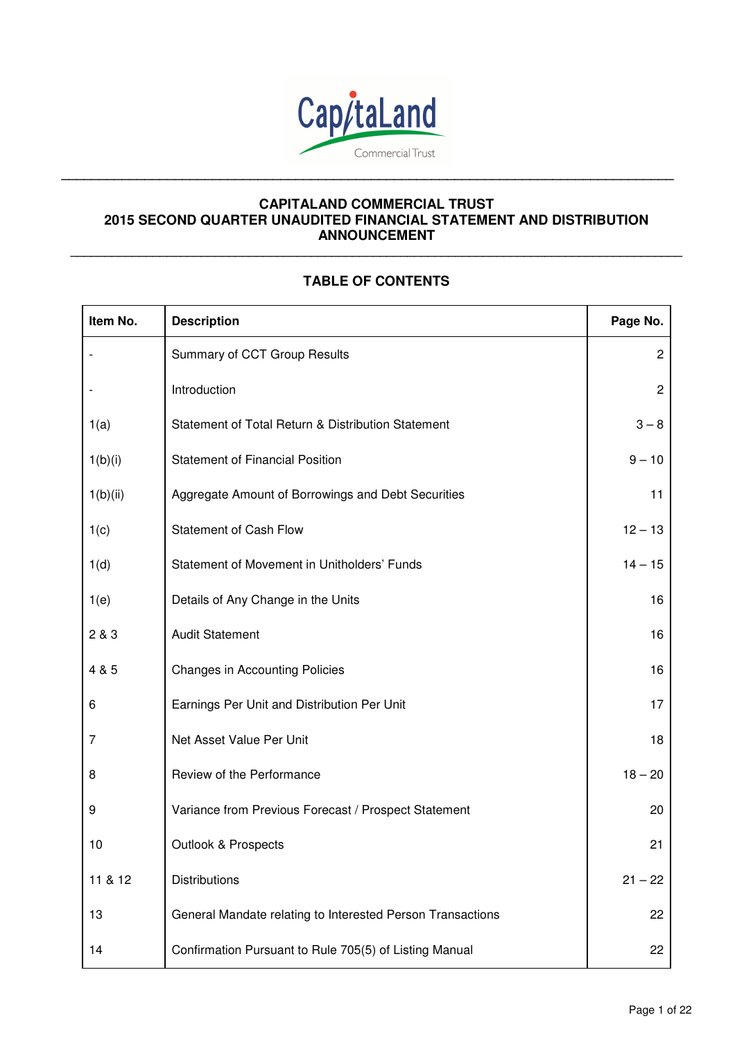# CAPITALAND COMMERCIAL TRUST
# 2015 SECOND QUARTER UNAUDITED FINANCIAL STATEMENT AND DISTRIBUTION ANNOUNCEMENT

## TABLE OF CONTENTS

| Item No. | Description | Page No. |
|---|---|---|
| - | Summary of CCT Group Results | 2 |
| - | Introduction | 2 |
| 1(a) | Statement of Total Return & Distribution Statement | 3 – 8 |
| 1(b)(i) | Statement of Financial Position | 9 – 10 |
| 1(b)(ii) | Aggregate Amount of Borrowings and Debt Securities | 11 |
| 1(c) | Statement of Cash Flow | 12 – 13 |
| 1(d) | Statement of Movement in Unitholders' Funds | 14 – 15 |
| 1(e) | Details of Any Change in the Units | 16 |
| 2 & 3 | Audit Statement | 16 |
| 4 & 5 | Changes in Accounting Policies | 16 |
| 6 | Earnings Per Unit and Distribution Per Unit | 17 |
| 7 | Net Asset Value Per Unit | 18 |
| 8 | Review of the Performance | 18 – 20 |
| 9 | Variance from Previous Forecast / Prospect Statement | 20 |
| 10 | Outlook & Prospects | 21 |
| 11 & 12 | Distributions | 21 – 22 |
| 13 | General Mandate relating to Interested Person Transactions | 22 |
| 14 | Confirmation Pursuant to Rule 705(5) of Listing Manual | 22 |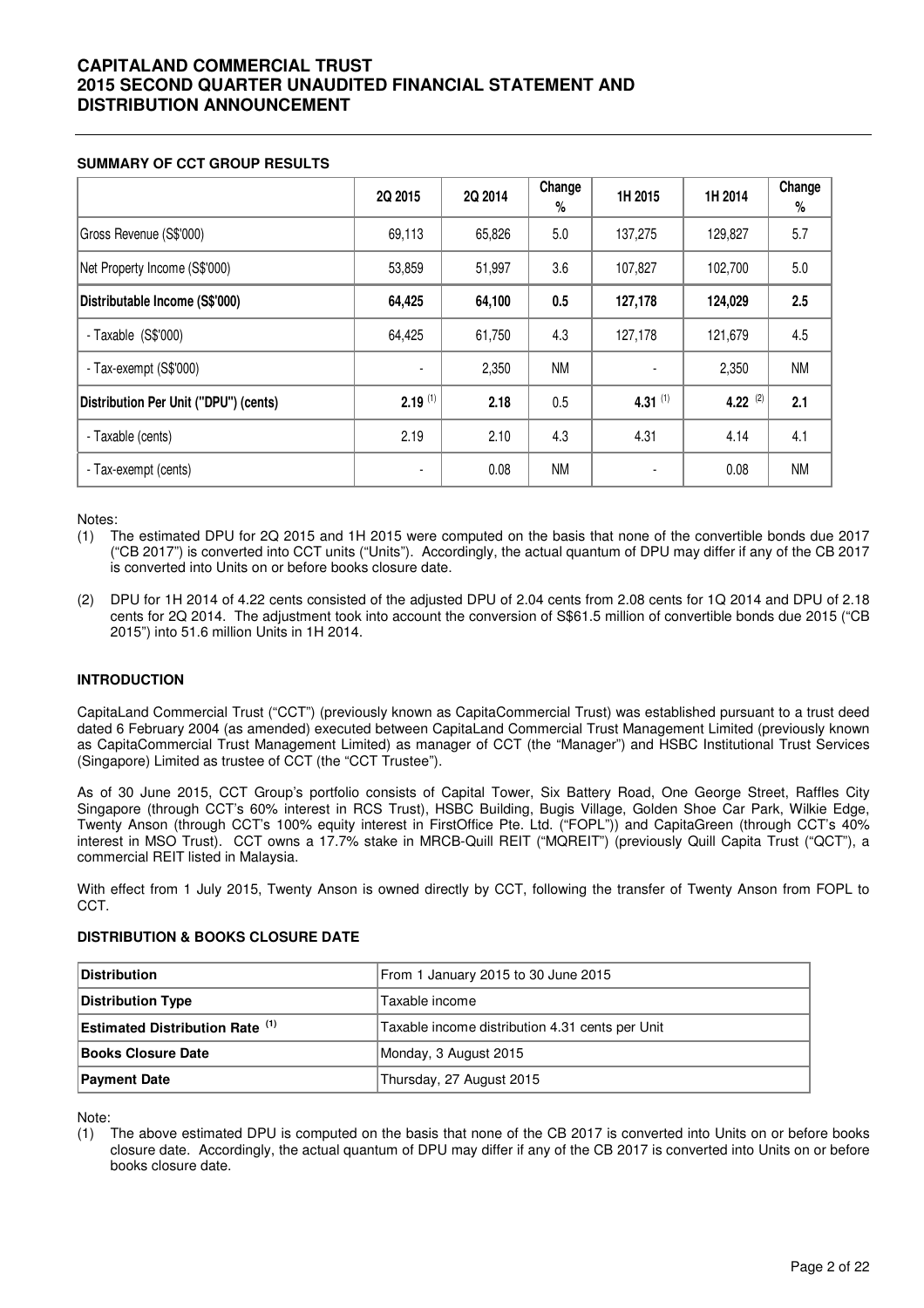# CAPITALAND COMMERCIAL TRUST 2015 SECOND QUARTER UNAUDITED FINANCIAL STATEMENT AND DISTRIBUTION ANNOUNCEMENT

## SUMMARY OF CCT GROUP RESULTS

| | 2Q 2015 | 2Q 2014 | Change % | 1H 2015 | 1H 2014 | Change % |
|---|---|---|---|---|---|---|
| Gross Revenue (S$'000) | 69,113 | 65,826 | 5.0 | 137,275 | 129,827 | 5.7 |
| Net Property Income (S$'000) | 53,859 | 51,997 | 3.6 | 107,827 | 102,700 | 5.0 |
| **Distributable Income (S$'000)** | **64,425** | **64,100** | **0.5** | **127,178** | **124,029** | **2.5** |
| - Taxable (S$'000) | 64,425 | 61,750 | 4.3 | 127,178 | 121,679 | 4.5 |
| - Tax-exempt (S$'000) | - | 2,350 | NM | - | 2,350 | NM |
| **Distribution Per Unit ("DPU") (cents)** | **2.19** (1) | **2.18** | **0.5** | **4.31** (1) | **4.22** (2) | **2.1** |
| - Taxable (cents) | 2.19 | 2.10 | 4.3 | 4.31 | 4.14 | 4.1 |
| - Tax-exempt (cents) | - | 0.08 | NM | - | 0.08 | NM |

Notes:

(1) The estimated DPU for 2Q 2015 and 1H 2015 were computed on the basis that none of the convertible bonds due 2017 ("CB 2017") is converted into CCT units ("Units"). Accordingly, the actual quantum of DPU may differ if any of the CB 2017 is converted into Units on or before books closure date.

(2) DPU for 1H 2014 of 4.22 cents consisted of the adjusted DPU of 2.04 cents from 2.08 cents for 1Q 2014 and DPU of 2.18 cents for 2Q 2014. The adjustment took into account the conversion of S$61.5 million of convertible bonds due 2015 ("CB 2015") into 51.6 million Units in 1H 2014.

## INTRODUCTION

CapitaLand Commercial Trust ("CCT") (previously known as CapitaCommercial Trust) was established pursuant to a trust deed dated 6 February 2004 (as amended) executed between CapitaLand Commercial Trust Management Limited (previously known as CapitaCommercial Trust Management Limited) as manager of CCT (the "Manager") and HSBC Institutional Trust Services (Singapore) Limited as trustee of CCT (the "CCT Trustee").

As of 30 June 2015, CCT Group's portfolio consists of Capital Tower, Six Battery Road, One George Street, Raffles City Singapore (through CCT's 60% interest in RCS Trust), HSBC Building, Bugis Village, Golden Shoe Car Park, Wilkie Edge, Twenty Anson (through CCT's 100% equity interest in FirstOffice Pte. Ltd. ("FOPL")) and CapitaGreen (through CCT's 40% interest in MSO Trust). CCT owns a 17.7% stake in MRCB-Quill REIT ("MQREIT") (previously Quill Capita Trust ("QCT"), a commercial REIT listed in Malaysia.

With effect from 1 July 2015, Twenty Anson is owned directly by CCT, following the transfer of Twenty Anson from FOPL to CCT.

## DISTRIBUTION & BOOKS CLOSURE DATE

| **Distribution** | From 1 January 2015 to 30 June 2015 |
|---|---|
| **Distribution Type** | Taxable income |
| **Estimated Distribution Rate** (1) | Taxable income distribution 4.31 cents per Unit |
| **Books Closure Date** | Monday, 3 August 2015 |
| **Payment Date** | Thursday, 27 August 2015 |

Note:

(1) The above estimated DPU is computed on the basis that none of the CB 2017 is converted into Units on or before books closure date. Accordingly, the actual quantum of DPU may differ if any of the CB 2017 is converted into Units on or before books closure date.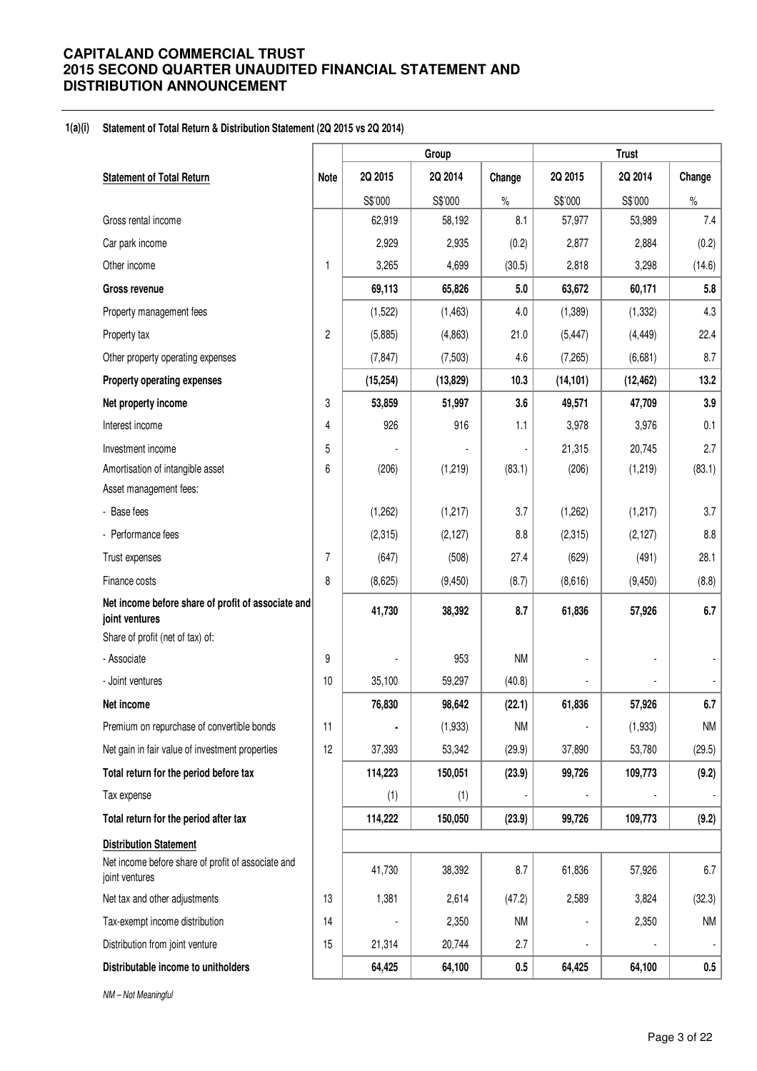# CAPITALAND COMMERCIAL TRUST
# 2015 SECOND QUARTER UNAUDITED FINANCIAL STATEMENT AND DISTRIBUTION ANNOUNCEMENT

## 1(a)(i) Statement of Total Return & Distribution Statement (2Q 2015 vs 2Q 2014)

| | | Group | | | Trust | | |
|---|---|---|---|---|---|---|---|
| **Statement of Total Return** | **Note** | **2Q 2015** | **2Q 2014** | **Change** | **2Q 2015** | **2Q 2014** | **Change** |
| | | S$'000 | S$'000 | % | S$'000 | S$'000 | % |
| Gross rental income | | 62,919 | 58,192 | 8.1 | 57,977 | 53,989 | 7.4 |
| Car park income | | 2,929 | 2,935 | (0.2) | 2,877 | 2,884 | (0.2) |
| Other income | 1 | 3,265 | 4,699 | (30.5) | 2,818 | 3,298 | (14.6) |
| **Gross revenue** | | **69,113** | **65,826** | **5.0** | **63,672** | **60,171** | **5.8** |
| Property management fees | | (1,522) | (1,463) | 4.0 | (1,389) | (1,332) | 4.3 |
| Property tax | 2 | (5,885) | (4,863) | 21.0 | (5,447) | (4,449) | 22.4 |
| Other property operating expenses | | (7,847) | (7,503) | 4.6 | (7,265) | (6,681) | 8.7 |
| **Property operating expenses** | | **(15,254)** | **(13,829)** | **10.3** | **(14,101)** | **(12,462)** | **13.2** |
| **Net property income** | 3 | **53,859** | **51,997** | **3.6** | **49,571** | **47,709** | **3.9** |
| Interest income | 4 | 926 | 916 | 1.1 | 3,978 | 3,976 | 0.1 |
| Investment income | 5 | - | - | - | 21,315 | 20,745 | 2.7 |
| Amortisation of intangible asset | 6 | (206) | (1,219) | (83.1) | (206) | (1,219) | (83.1) |
| Asset management fees: | | | | | | | |
| - Base fees | | (1,262) | (1,217) | 3.7 | (1,262) | (1,217) | 3.7 |
| - Performance fees | | (2,315) | (2,127) | 8.8 | (2,315) | (2,127) | 8.8 |
| Trust expenses | 7 | (647) | (508) | 27.4 | (629) | (491) | 28.1 |
| Finance costs | 8 | (8,625) | (9,450) | (8.7) | (8,616) | (9,450) | (8.8) |
| **Net income before share of profit of associate and joint ventures** | | **41,730** | **38,392** | **8.7** | **61,836** | **57,926** | **6.7** |
| Share of profit (net of tax) of: | | | | | | | |
| - Associate | 9 | - | 953 | NM | - | - | - |
| - Joint ventures | 10 | 35,100 | 59,297 | (40.8) | - | - | - |
| **Net income** | | **76,830** | **98,642** | **(22.1)** | **61,836** | **57,926** | **6.7** |
| Premium on repurchase of convertible bonds | 11 | - | (1,933) | NM | - | (1,933) | NM |
| Net gain in fair value of investment properties | 12 | 37,393 | 53,342 | (29.9) | 37,890 | 53,780 | (29.5) |
| **Total return for the period before tax** | | **114,223** | **150,051** | **(23.9)** | **99,726** | **109,773** | **(9.2)** |
| Tax expense | | (1) | (1) | - | - | - | - |
| **Total return for the period after tax** | | **114,222** | **150,050** | **(23.9)** | **99,726** | **109,773** | **(9.2)** |
| **Distribution Statement** | | | | | | | |
| Net income before share of profit of associate and joint ventures | | 41,730 | 38,392 | 8.7 | 61,836 | 57,926 | 6.7 |
| Net tax and other adjustments | 13 | 1,381 | 2,614 | (47.2) | 2,589 | 3,824 | (32.3) |
| Tax-exempt income distribution | 14 | - | 2,350 | NM | - | 2,350 | NM |
| Distribution from joint venture | 15 | 21,314 | 20,744 | 2.7 | - | - | - |
| **Distributable income to unitholders** | | **64,425** | **64,100** | **0.5** | **64,425** | **64,100** | **0.5** |

*NM – Not Meaningful*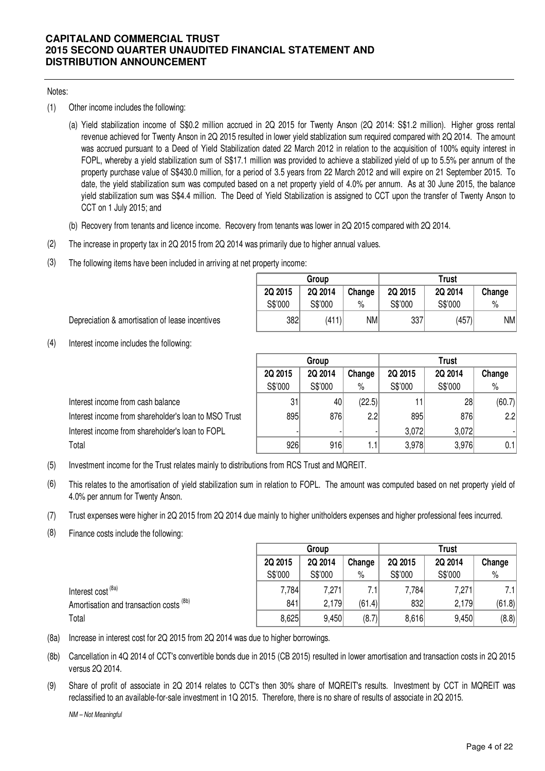Notes:

(1) Other income includes the following:

(a) Yield stabilization income of S$0.2 million accrued in 2Q 2015 for Twenty Anson (2Q 2014: S$1.2 million). Higher gross rental revenue achieved for Twenty Anson in 2Q 2015 resulted in lower yield stablization sum required compared with 2Q 2014. The amount was accrued pursuant to a Deed of Yield Stabilization dated 22 March 2012 in relation to the acquisition of 100% equity interest in FOPL, whereby a yield stabilization sum of S$17.1 million was provided to achieve a stabilized yield of up to 5.5% per annum of the property purchase value of S$430.0 million, for a period of 3.5 years from 22 March 2012 and will expire on 21 September 2015. To date, the yield stabilization sum was computed based on a net property yield of 4.0% per annum. As at 30 June 2015, the balance yield stabilization sum was S$4.4 million. The Deed of Yield Stabilization is assigned to CCT upon the transfer of Twenty Anson to CCT on 1 July 2015; and

(b) Recovery from tenants and licence income. Recovery from tenants was lower in 2Q 2015 compared with 2Q 2014.

(2) The increase in property tax in 2Q 2015 from 2Q 2014 was primarily due to higher annual values.

(3) The following items have been included in arriving at net property income:

| | Group | | | Trust | | |
|---|---|---|---|---|---|---|
| | 2Q 2015 | 2Q 2014 | Change | 2Q 2015 | 2Q 2014 | Change |
| | S$'000 | S$'000 | % | S$'000 | S$'000 | % |
| Depreciation & amortisation of lease incentives | 382 | (411) | NM | 337 | (457) | NM |

(4) Interest income includes the following:

| | Group | | | Trust | | |
|---|---|---|---|---|---|---|
| | 2Q 2015 | 2Q 2014 | Change | 2Q 2015 | 2Q 2014 | Change |
| | S$'000 | S$'000 | % | S$'000 | S$'000 | % |
| Interest income from cash balance | 31 | 40 | (22.5) | 11 | 28 | (60.7) |
| Interest income from shareholder's loan to MSO Trust | 895 | 876 | 2.2 | 895 | 876 | 2.2 |
| Interest income from shareholder's loan to FOPL | - | - | - | 3,072 | 3,072 | - |
| Total | 926 | 916 | 1.1 | 3,978 | 3,976 | 0.1 |

(5) Investment income for the Trust relates mainly to distributions from RCS Trust and MQREIT.

(6) This relates to the amortisation of yield stabilization sum in relation to FOPL. The amount was computed based on net property yield of 4.0% per annum for Twenty Anson.

(7) Trust expenses were higher in 2Q 2015 from 2Q 2014 due mainly to higher unitholders expenses and higher professional fees incurred.

(8) Finance costs include the following:

| | Group | | | Trust | | |
|---|---|---|---|---|---|---|
| | 2Q 2015 | 2Q 2014 | Change | 2Q 2015 | 2Q 2014 | Change |
| | S$'000 | S$'000 | % | S$'000 | S$'000 | % |
| Interest cost [(8a)] | 7,784 | 7,271 | 7.1 | 7,784 | 7,271 | 7.1 |
| Amortisation and transaction costs [(8b)] | 841 | 2,179 | (61.4) | 832 | 2,179 | (61.8) |
| Total | 8,625 | 9,450 | (8.7) | 8,616 | 9,450 | (8.8) |

(8a) Increase in interest cost for 2Q 2015 from 2Q 2014 was due to higher borrowings.

(8b) Cancellation in 4Q 2014 of CCT's convertible bonds due in 2015 (CB 2015) resulted in lower amortisation and transaction costs in 2Q 2015 versus 2Q 2014.

(9) Share of profit of associate in 2Q 2014 relates to CCT's then 30% share of MQREIT's results. Investment by CCT in MQREIT was reclassified to an available-for-sale investment in 1Q 2015. Therefore, there is no share of results of associate in 2Q 2015.

*NM – Not Meaningful*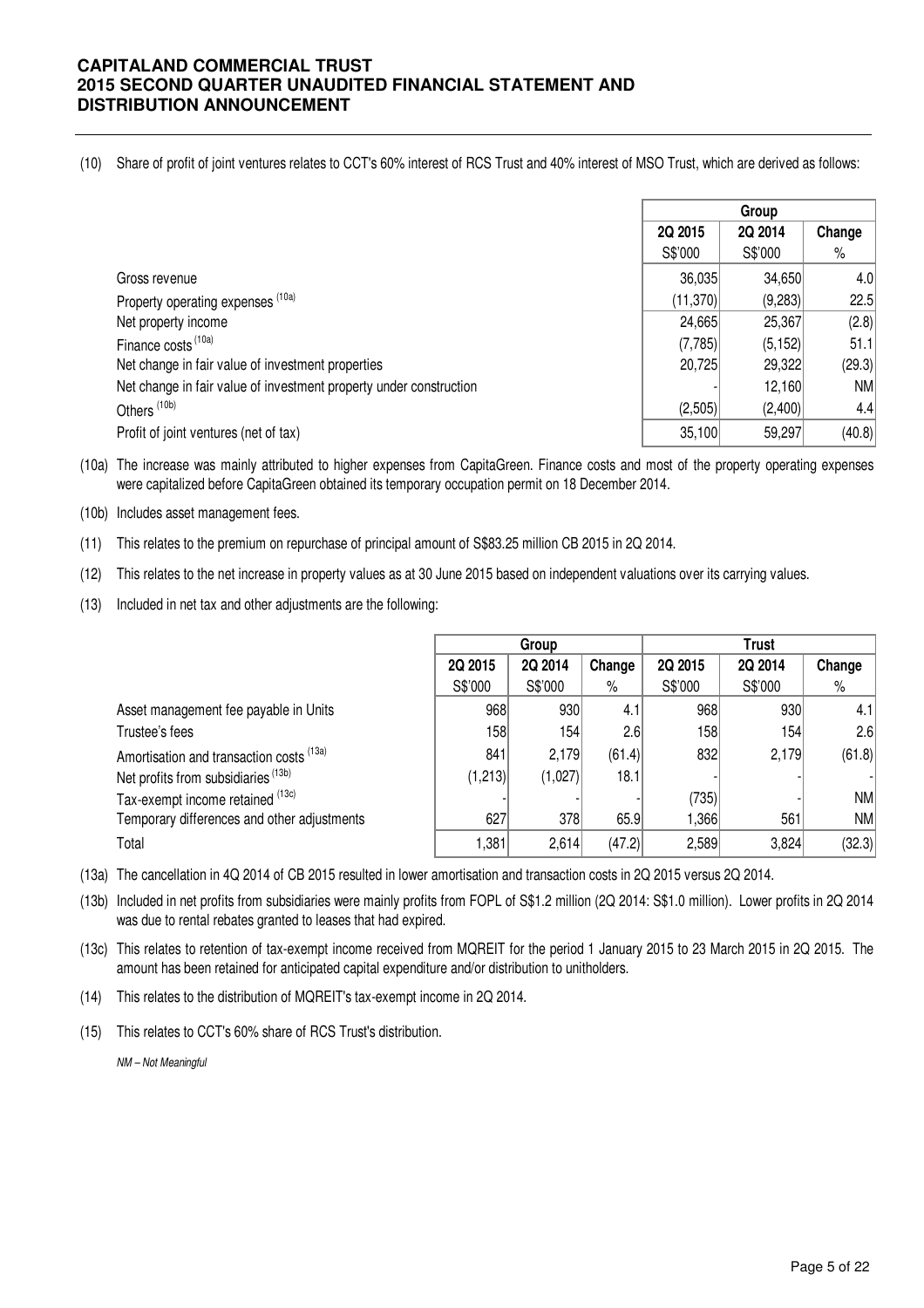(10) Share of profit of joint ventures relates to CCT's 60% interest of RCS Trust and 40% interest of MSO Trust, which are derived as follows:

| | Group | | |
|---|---|---|---|
| | 2Q 2015 | 2Q 2014 | Change |
| | S$'000 | S$'000 | % |
| Gross revenue | 36,035 | 34,650 | 4.0 |
| Property operating expenses (10a) | (11,370) | (9,283) | 22.5 |
| Net property income | 24,665 | 25,367 | (2.8) |
| Finance costs (10a) | (7,785) | (5,152) | 51.1 |
| Net change in fair value of investment properties | 20,725 | 29,322 | (29.3) |
| Net change in fair value of investment property under construction | - | 12,160 | NM |
| Others (10b) | (2,505) | (2,400) | 4.4 |
| Profit of joint ventures (net of tax) | 35,100 | 59,297 | (40.8) |

(10a) The increase was mainly attributed to higher expenses from CapitaGreen. Finance costs and most of the property operating expenses were capitalized before CapitaGreen obtained its temporary occupation permit on 18 December 2014.

(10b) Includes asset management fees.

(11) This relates to the premium on repurchase of principal amount of S$83.25 million CB 2015 in 2Q 2014.

(12) This relates to the net increase in property values as at 30 June 2015 based on independent valuations over its carrying values.

(13) Included in net tax and other adjustments are the following:

| | Group | | | Trust | | |
|---|---|---|---|---|---|---|
| | 2Q 2015 | 2Q 2014 | Change | 2Q 2015 | 2Q 2014 | Change |
| | S$'000 | S$'000 | % | S$'000 | S$'000 | % |
| Asset management fee payable in Units | 968 | 930 | 4.1 | 968 | 930 | 4.1 |
| Trustee's fees | 158 | 154 | 2.6 | 158 | 154 | 2.6 |
| Amortisation and transaction costs (13a) | 841 | 2,179 | (61.4) | 832 | 2,179 | (61.8) |
| Net profits from subsidiaries (13b) | (1,213) | (1,027) | 18.1 | - | - | - |
| Tax-exempt income retained (13c) | - | - | - | (735) | - | NM |
| Temporary differences and other adjustments | 627 | 378 | 65.9 | 1,366 | 561 | NM |
| Total | 1,381 | 2,614 | (47.2) | 2,589 | 3,824 | (32.3) |

(13a) The cancellation in 4Q 2014 of CB 2015 resulted in lower amortisation and transaction costs in 2Q 2015 versus 2Q 2014.

(13b) Included in net profits from subsidiaries were mainly profits from FOPL of S$1.2 million (2Q 2014: S$1.0 million). Lower profits in 2Q 2014 was due to rental rebates granted to leases that had expired.

(13c) This relates to retention of tax-exempt income received from MQREIT for the period 1 January 2015 to 23 March 2015 in 2Q 2015. The amount has been retained for anticipated capital expenditure and/or distribution to unitholders.

(14) This relates to the distribution of MQREIT's tax-exempt income in 2Q 2014.

(15) This relates to CCT's 60% share of RCS Trust's distribution.

*NM – Not Meaningful*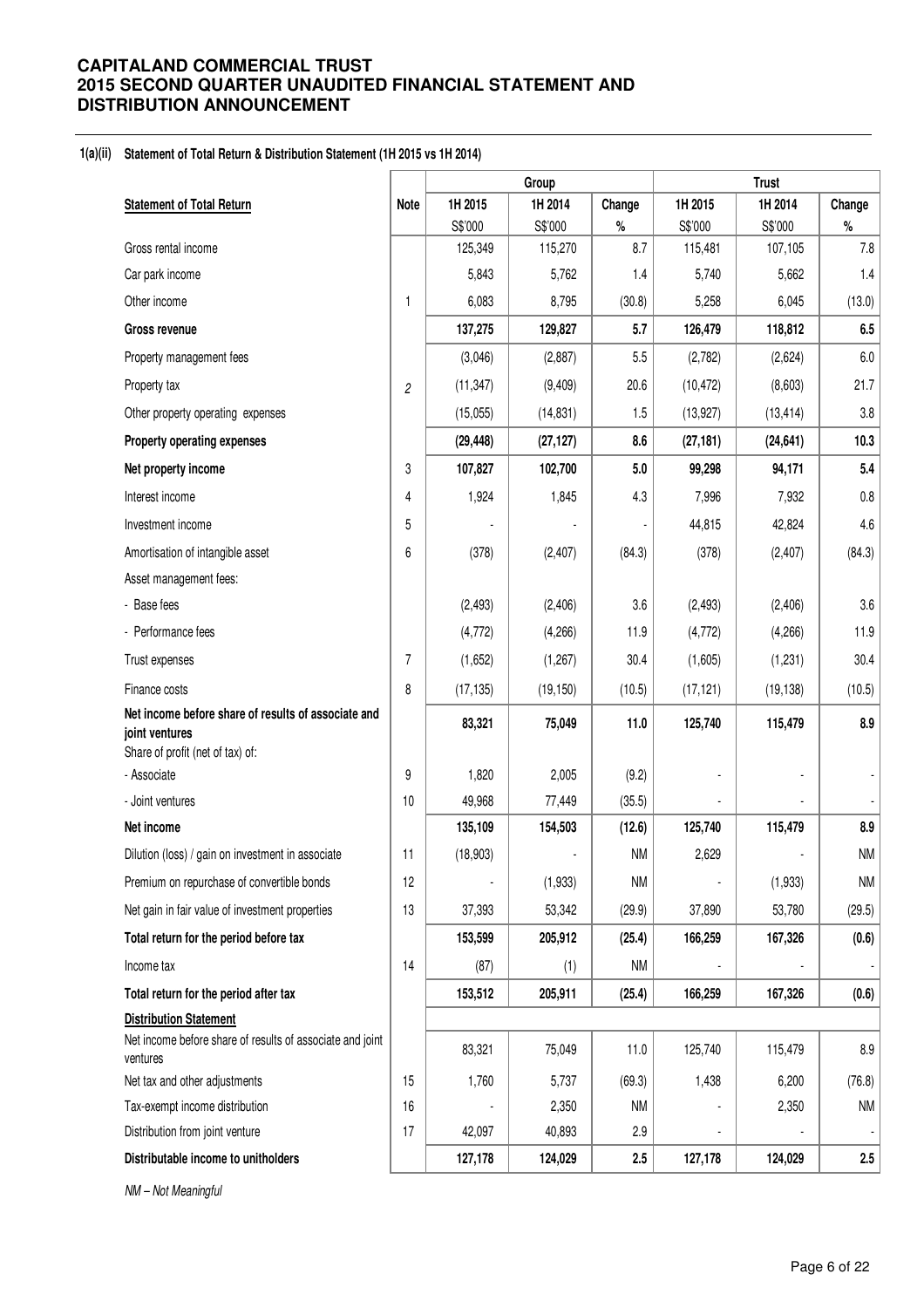# CAPITALAND COMMERCIAL TRUST
# 2015 SECOND QUARTER UNAUDITED FINANCIAL STATEMENT AND DISTRIBUTION ANNOUNCEMENT

**1(a)(ii) Statement of Total Return & Distribution Statement (1H 2015 vs 1H 2014)**

| | | Group | | | Trust | | |
|---|---|---|---|---|---|---|---|
| **Statement of Total Return** | **Note** | **1H 2015** | **1H 2014** | **Change** | **1H 2015** | **1H 2014** | **Change** |
| | | S$'000 | S$'000 | % | S$'000 | S$'000 | % |
| Gross rental income | | 125,349 | 115,270 | 8.7 | 115,481 | 107,105 | 7.8 |
| Car park income | | 5,843 | 5,762 | 1.4 | 5,740 | 5,662 | 1.4 |
| Other income | 1 | 6,083 | 8,795 | (30.8) | 5,258 | 6,045 | (13.0) |
| **Gross revenue** | | **137,275** | **129,827** | **5.7** | **126,479** | **118,812** | **6.5** |
| Property management fees | | (3,046) | (2,887) | 5.5 | (2,782) | (2,624) | 6.0 |
| Property tax | 2 | (11,347) | (9,409) | 20.6 | (10,472) | (8,603) | 21.7 |
| Other property operating expenses | | (15,055) | (14,831) | 1.5 | (13,927) | (13,414) | 3.8 |
| **Property operating expenses** | | **(29,448)** | **(27,127)** | **8.6** | **(27,181)** | **(24,641)** | **10.3** |
| **Net property income** | 3 | **107,827** | **102,700** | **5.0** | **99,298** | **94,171** | **5.4** |
| Interest income | 4 | 1,924 | 1,845 | 4.3 | 7,996 | 7,932 | 0.8 |
| Investment income | 5 | - | - | - | 44,815 | 42,824 | 4.6 |
| Amortisation of intangible asset | 6 | (378) | (2,407) | (84.3) | (378) | (2,407) | (84.3) |
| Asset management fees: | | | | | | | |
| - Base fees | | (2,493) | (2,406) | 3.6 | (2,493) | (2,406) | 3.6 |
| - Performance fees | | (4,772) | (4,266) | 11.9 | (4,772) | (4,266) | 11.9 |
| Trust expenses | 7 | (1,652) | (1,267) | 30.4 | (1,605) | (1,231) | 30.4 |
| Finance costs | 8 | (17,135) | (19,150) | (10.5) | (17,121) | (19,138) | (10.5) |
| **Net income before share of results of associate and joint ventures** | | **83,321** | **75,049** | **11.0** | **125,740** | **115,479** | **8.9** |
| Share of profit (net of tax) of: | | | | | | | |
| - Associate | 9 | 1,820 | 2,005 | (9.2) | - | - | - |
| - Joint ventures | 10 | 49,968 | 77,449 | (35.5) | - | - | - |
| **Net income** | | **135,109** | **154,503** | **(12.6)** | **125,740** | **115,479** | **8.9** |
| Dilution (loss) / gain on investment in associate | 11 | (18,903) | - | NM | 2,629 | - | NM |
| Premium on repurchase of convertible bonds | 12 | - | (1,933) | NM | - | (1,933) | NM |
| Net gain in fair value of investment properties | 13 | 37,393 | 53,342 | (29.9) | 37,890 | 53,780 | (29.5) |
| **Total return for the period before tax** | | **153,599** | **205,912** | **(25.4)** | **166,259** | **167,326** | **(0.6)** |
| Income tax | 14 | (87) | (1) | NM | - | - | - |
| **Total return for the period after tax** | | **153,512** | **205,911** | **(25.4)** | **166,259** | **167,326** | **(0.6)** |
| **Distribution Statement** | | | | | | | |
| Net income before share of results of associate and joint ventures | | 83,321 | 75,049 | 11.0 | 125,740 | 115,479 | 8.9 |
| Net tax and other adjustments | 15 | 1,760 | 5,737 | (69.3) | 1,438 | 6,200 | (76.8) |
| Tax-exempt income distribution | 16 | - | 2,350 | NM | - | 2,350 | NM |
| Distribution from joint venture | 17 | 42,097 | 40,893 | 2.9 | - | - | - |
| **Distributable income to unitholders** | | **127,178** | **124,029** | **2.5** | **127,178** | **124,029** | **2.5** |

*NM – Not Meaningful*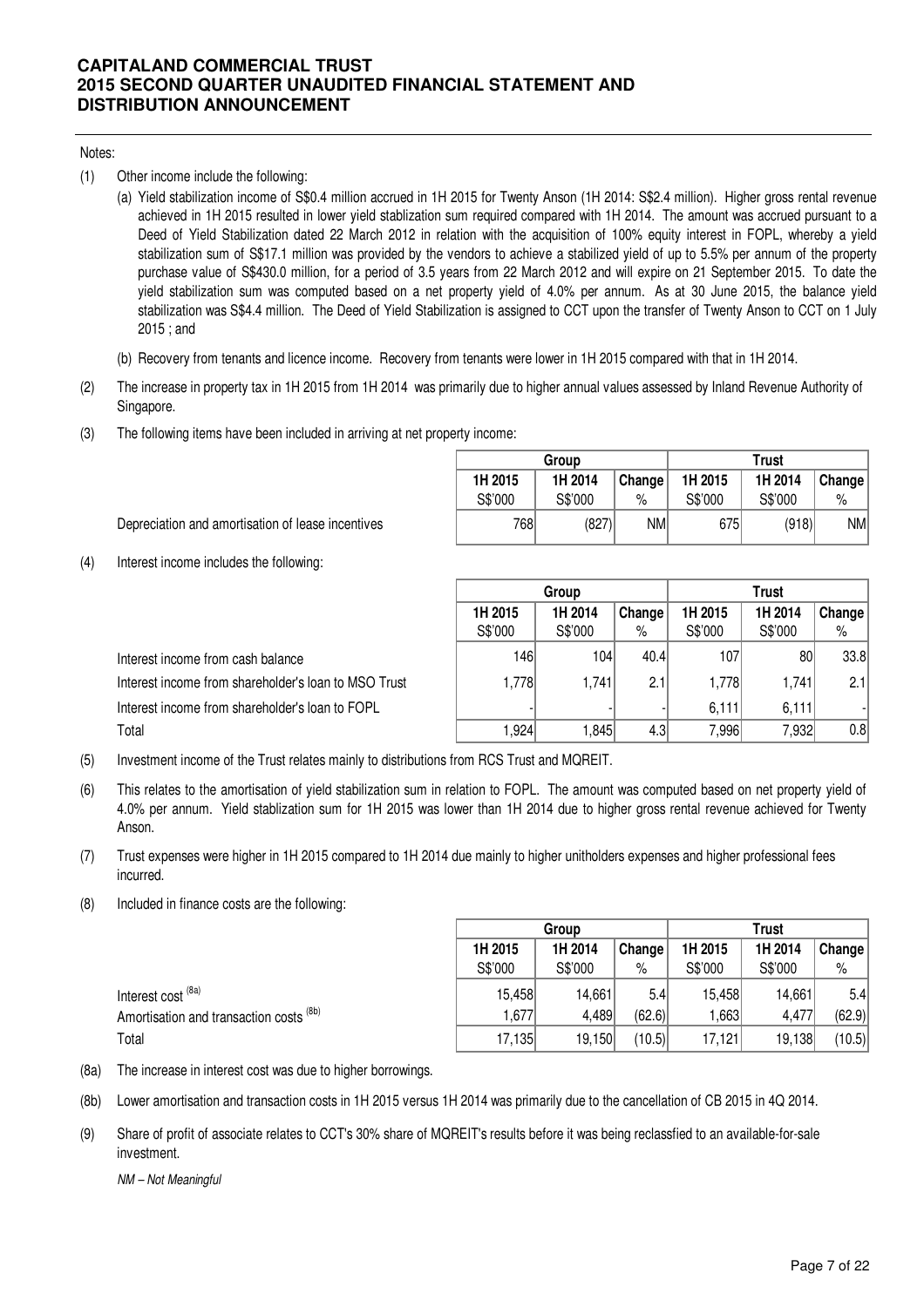Notes:

(1) Other income include the following:

   (a) Yield stabilization income of S$0.4 million accrued in 1H 2015 for Twenty Anson (1H 2014: S$2.4 million). Higher gross rental revenue achieved in 1H 2015 resulted in lower yield stablization sum required compared with 1H 2014. The amount was accrued pursuant to a Deed of Yield Stabilization dated 22 March 2012 in relation with the acquisition of 100% equity interest in FOPL, whereby a yield stabilization sum of S$17.1 million was provided by the vendors to achieve a stabilized yield of up to 5.5% per annum of the property purchase value of S$430.0 million, for a period of 3.5 years from 22 March 2012 and will expire on 21 September 2015. To date the yield stabilization sum was computed based on a net property yield of 4.0% per annum. As at 30 June 2015, the balance yield stabilization was S$4.4 million. The Deed of Yield Stabilization is assigned to CCT upon the transfer of Twenty Anson to CCT on 1 July 2015 ; and

   (b) Recovery from tenants and licence income. Recovery from tenants were lower in 1H 2015 compared with that in 1H 2014.

(2) The increase in property tax in 1H 2015 from 1H 2014 was primarily due to higher annual values assessed by Inland Revenue Authority of Singapore.

(3) The following items have been included in arriving at net property income:

| | Group | | | Trust | | |
|---|---|---|---|---|---|---|
| | 1H 2015 | 1H 2014 | Change | 1H 2015 | 1H 2014 | Change |
| | S$'000 | S$'000 | % | S$'000 | S$'000 | % |
| Depreciation and amortisation of lease incentives | 768 | (827) | NM | 675 | (918) | NM |

(4) Interest income includes the following:

| | Group | | | Trust | | |
|---|---|---|---|---|---|---|
| | 1H 2015 | 1H 2014 | Change | 1H 2015 | 1H 2014 | Change |
| | S$'000 | S$'000 | % | S$'000 | S$'000 | % |
| Interest income from cash balance | 146 | 104 | 40.4 | 107 | 80 | 33.8 |
| Interest income from shareholder's loan to MSO Trust | 1,778 | 1,741 | 2.1 | 1,778 | 1,741 | 2.1 |
| Interest income from shareholder's loan to FOPL | - | - | - | 6,111 | 6,111 | - |
| Total | 1,924 | 1,845 | 4.3 | 7,996 | 7,932 | 0.8 |

(5) Investment income of the Trust relates mainly to distributions from RCS Trust and MQREIT.

(6) This relates to the amortisation of yield stabilization sum in relation to FOPL. The amount was computed based on net property yield of 4.0% per annum. Yield stablization sum for 1H 2015 was lower than 1H 2014 due to higher gross rental revenue achieved for Twenty Anson.

(7) Trust expenses were higher in 1H 2015 compared to 1H 2014 due mainly to higher unitholders expenses and higher professional fees incurred.

(8) Included in finance costs are the following:

| | Group | | | Trust | | |
|---|---|---|---|---|---|---|
| | 1H 2015 | 1H 2014 | Change | 1H 2015 | 1H 2014 | Change |
| | S$'000 | S$'000 | % | S$'000 | S$'000 | % |
| Interest cost [(8a)] | 15,458 | 14,661 | 5.4 | 15,458 | 14,661 | 5.4 |
| Amortisation and transaction costs [(8b)] | 1,677 | 4,489 | (62.6) | 1,663 | 4,477 | (62.9) |
| Total | 17,135 | 19,150 | (10.5) | 17,121 | 19,138 | (10.5) |

(8a) The increase in interest cost was due to higher borrowings.

(8b) Lower amortisation and transaction costs in 1H 2015 versus 1H 2014 was primarily due to the cancellation of CB 2015 in 4Q 2014.

(9) Share of profit of associate relates to CCT's 30% share of MQREIT's results before it was being reclassfied to an available-for-sale investment.

*NM – Not Meaningful*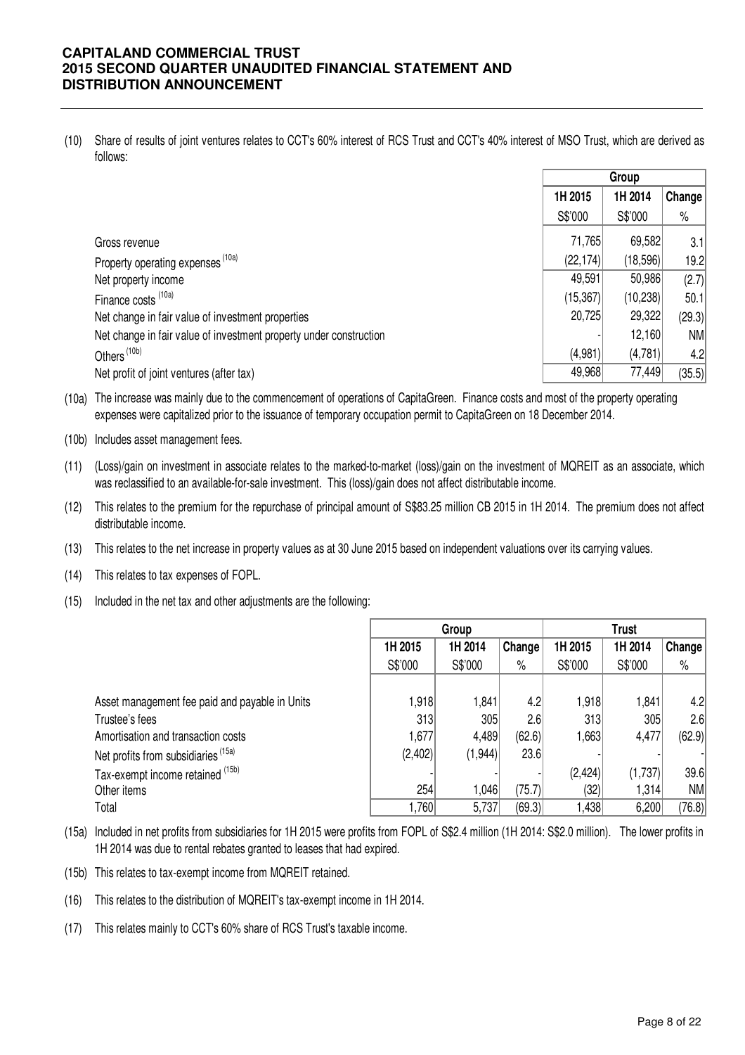(10) Share of results of joint ventures relates to CCT's 60% interest of RCS Trust and CCT's 40% interest of MSO Trust, which are derived as follows:

| | Group | | |
|---|---|---|---|
| | 1H 2015 | 1H 2014 | Change |
| | S$'000 | S$'000 | % |
| Gross revenue | 71,765 | 69,582 | 3.1 |
| Property operating expenses [10a] | (22,174) | (18,596) | 19.2 |
| Net property income | 49,591 | 50,986 | (2.7) |
| Finance costs [10a] | (15,367) | (10,238) | 50.1 |
| Net change in fair value of investment properties | 20,725 | 29,322 | (29.3) |
| Net change in fair value of investment property under construction | - | 12,160 | NM |
| Others [10b] | (4,981) | (4,781) | 4.2 |
| Net profit of joint ventures (after tax) | 49,968 | 77,449 | (35.5) |

(10a) The increase was mainly due to the commencement of operations of CapitaGreen. Finance costs and most of the property operating expenses were capitalized prior to the issuance of temporary occupation permit to CapitaGreen on 18 December 2014.

(10b) Includes asset management fees.

(11) (Loss)/gain on investment in associate relates to the marked-to-market (loss)/gain on the investment of MQREIT as an associate, which was reclassified to an available-for-sale investment. This (loss)/gain does not affect distributable income.

(12) This relates to the premium for the repurchase of principal amount of S$83.25 million CB 2015 in 1H 2014. The premium does not affect distributable income.

(13) This relates to the net increase in property values as at 30 June 2015 based on independent valuations over its carrying values.

(14) This relates to tax expenses of FOPL.

(15) Included in the net tax and other adjustments are the following:

| | Group | | | Trust | | |
|---|---|---|---|---|---|---|
| | 1H 2015 | 1H 2014 | Change | 1H 2015 | 1H 2014 | Change |
| | S$'000 | S$'000 | % | S$'000 | S$'000 | % |
| Asset management fee paid and payable in Units | 1,918 | 1,841 | 4.2 | 1,918 | 1,841 | 4.2 |
| Trustee's fees | 313 | 305 | 2.6 | 313 | 305 | 2.6 |
| Amortisation and transaction costs | 1,677 | 4,489 | (62.6) | 1,663 | 4,477 | (62.9) |
| Net profits from subsidiaries [15a] | (2,402) | (1,944) | 23.6 | - | - | - |
| Tax-exempt income retained [15b] | - | - | - | (2,424) | (1,737) | 39.6 |
| Other items | 254 | 1,046 | (75.7) | (32) | 1,314 | NM |
| Total | 1,760 | 5,737 | (69.3) | 1,438 | 6,200 | (76.8) |

(15a) Included in net profits from subsidiaries for 1H 2015 were profits from FOPL of S$2.4 million (1H 2014: S$2.0 million). The lower profits in 1H 2014 was due to rental rebates granted to leases that had expired.

(15b) This relates to tax-exempt income from MQREIT retained.

(16) This relates to the distribution of MQREIT's tax-exempt income in 1H 2014.

(17) This relates mainly to CCT's 60% share of RCS Trust's taxable income.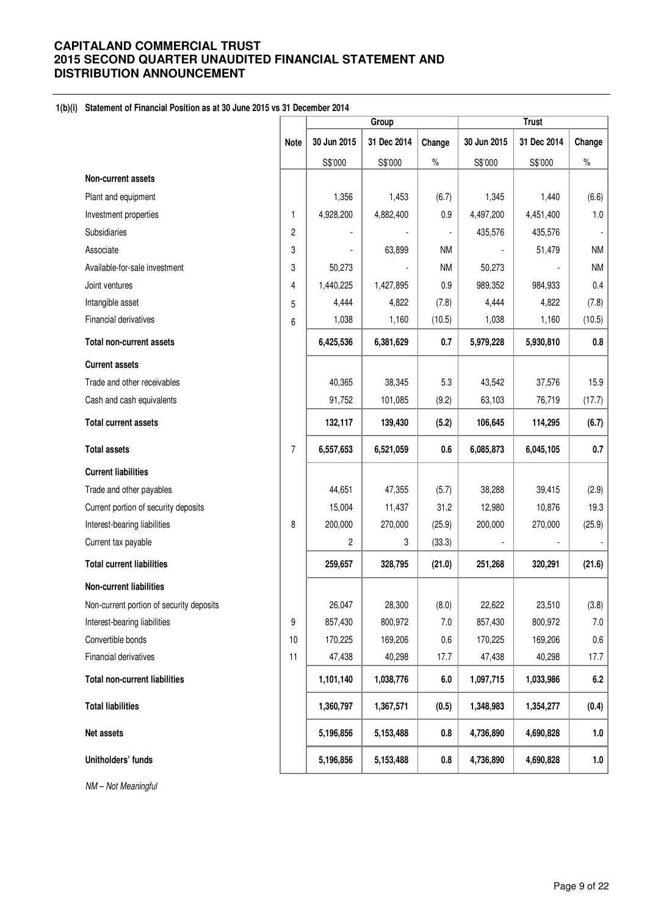# CAPITALAND COMMERCIAL TRUST
# 2015 SECOND QUARTER UNAUDITED FINANCIAL STATEMENT AND DISTRIBUTION ANNOUNCEMENT

**1(b)(i) Statement of Financial Position as at 30 June 2015 vs 31 December 2014**

| | Note | Group | | | Trust | | |
|---|---|---|---|---|---|---|---|
| | | 30 Jun 2015 | 31 Dec 2014 | Change | 30 Jun 2015 | 31 Dec 2014 | Change |
| | | S$'000 | S$'000 | % | S$'000 | S$'000 | % |
| **Non-current assets** | | | | | | | |
| Plant and equipment | | 1,356 | 1,453 | (6.7) | 1,345 | 1,440 | (6.6) |
| Investment properties | 1 | 4,928,200 | 4,882,400 | 0.9 | 4,497,200 | 4,451,400 | 1.0 |
| Subsidiaries | 2 | - | - | - | 435,576 | 435,576 | - |
| Associate | 3 | - | 63,899 | NM | - | 51,479 | NM |
| Available-for-sale investment | 3 | 50,273 | - | NM | 50,273 | - | NM |
| Joint ventures | 4 | 1,440,225 | 1,427,895 | 0.9 | 989,352 | 984,933 | 0.4 |
| Intangible asset | 5 | 4,444 | 4,822 | (7.8) | 4,444 | 4,822 | (7.8) |
| Financial derivatives | 6 | 1,038 | 1,160 | (10.5) | 1,038 | 1,160 | (10.5) |
| **Total non-current assets** | | **6,425,536** | **6,381,629** | **0.7** | **5,979,228** | **5,930,810** | **0.8** |
| **Current assets** | | | | | | | |
| Trade and other receivables | | 40,365 | 38,345 | 5.3 | 43,542 | 37,576 | 15.9 |
| Cash and cash equivalents | | 91,752 | 101,085 | (9.2) | 63,103 | 76,719 | (17.7) |
| **Total current assets** | | **132,117** | **139,430** | **(5.2)** | **106,645** | **114,295** | **(6.7)** |
| **Total assets** | 7 | **6,557,653** | **6,521,059** | **0.6** | **6,085,873** | **6,045,105** | **0.7** |
| **Current liabilities** | | | | | | | |
| Trade and other payables | | 44,651 | 47,355 | (5.7) | 38,288 | 39,415 | (2.9) |
| Current portion of security deposits | | 15,004 | 11,437 | 31.2 | 12,980 | 10,876 | 19.3 |
| Interest-bearing liabilities | 8 | 200,000 | 270,000 | (25.9) | 200,000 | 270,000 | (25.9) |
| Current tax payable | | 2 | 3 | (33.3) | - | - | - |
| **Total current liabilities** | | **259,657** | **328,795** | **(21.0)** | **251,268** | **320,291** | **(21.6)** |
| **Non-current liabilities** | | | | | | | |
| Non-current portion of security deposits | | 26,047 | 28,300 | (8.0) | 22,622 | 23,510 | (3.8) |
| Interest-bearing liabilities | 9 | 857,430 | 800,972 | 7.0 | 857,430 | 800,972 | 7.0 |
| Convertible bonds | 10 | 170,225 | 169,206 | 0.6 | 170,225 | 169,206 | 0.6 |
| Financial derivatives | 11 | 47,438 | 40,298 | 17.7 | 47,438 | 40,298 | 17.7 |
| **Total non-current liabilities** | | **1,101,140** | **1,038,776** | **6.0** | **1,097,715** | **1,033,986** | **6.2** |
| **Total liabilities** | | **1,360,797** | **1,367,571** | **(0.5)** | **1,348,983** | **1,354,277** | **(0.4)** |
| **Net assets** | | **5,196,856** | **5,153,488** | **0.8** | **4,736,890** | **4,690,828** | **1.0** |
| **Unitholders' funds** | | **5,196,856** | **5,153,488** | **0.8** | **4,736,890** | **4,690,828** | **1.0** |

*NM – Not Meaningful*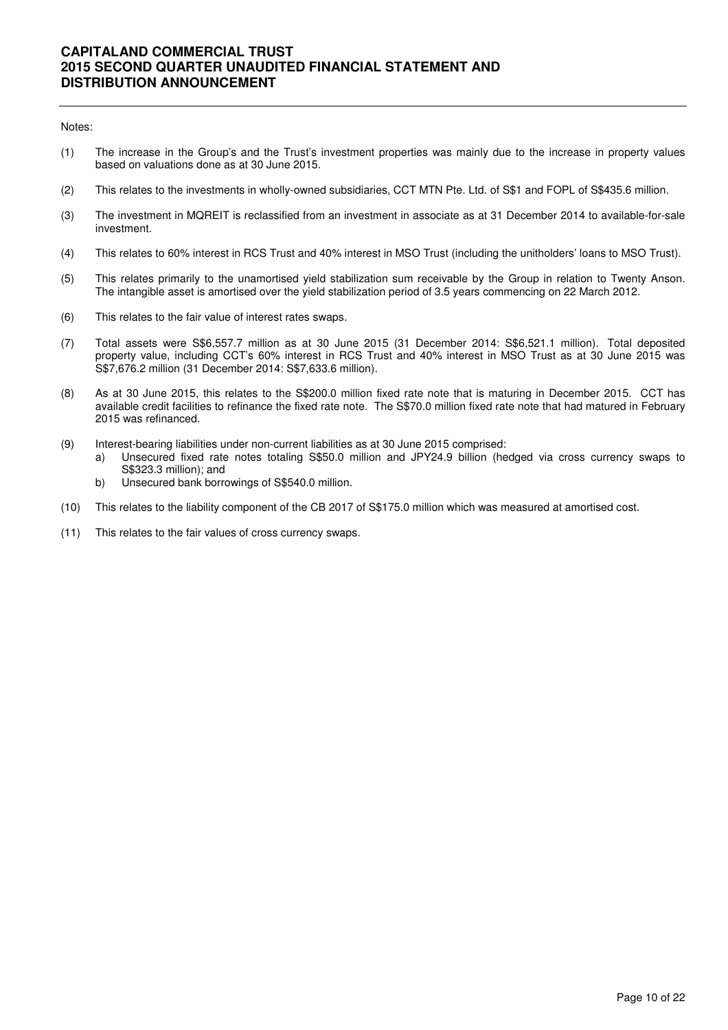Notes:

(1) The increase in the Group's and the Trust's investment properties was mainly due to the increase in property values based on valuations done as at 30 June 2015.

(2) This relates to the investments in wholly-owned subsidiaries, CCT MTN Pte. Ltd. of S$1 and FOPL of S$435.6 million.

(3) The investment in MQREIT is reclassified from an investment in associate as at 31 December 2014 to available-for-sale investment.

(4) This relates to 60% interest in RCS Trust and 40% interest in MSO Trust (including the unitholders' loans to MSO Trust).

(5) This relates primarily to the unamortised yield stabilization sum receivable by the Group in relation to Twenty Anson. The intangible asset is amortised over the yield stabilization period of 3.5 years commencing on 22 March 2012.

(6) This relates to the fair value of interest rates swaps.

(7) Total assets were S$6,557.7 million as at 30 June 2015 (31 December 2014: S$6,521.1 million). Total deposited property value, including CCT's 60% interest in RCS Trust and 40% interest in MSO Trust as at 30 June 2015 was S$7,676.2 million (31 December 2014: S$7,633.6 million).

(8) As at 30 June 2015, this relates to the S$200.0 million fixed rate note that is maturing in December 2015. CCT has available credit facilities to refinance the fixed rate note. The S$70.0 million fixed rate note that had matured in February 2015 was refinanced.

(9) Interest-bearing liabilities under non-current liabilities as at 30 June 2015 comprised:
    a) Unsecured fixed rate notes totaling S$50.0 million and JPY24.9 billion (hedged via cross currency swaps to S$323.3 million); and
    b) Unsecured bank borrowings of S$540.0 million.

(10) This relates to the liability component of the CB 2017 of S$175.0 million which was measured at amortised cost.

(11) This relates to the fair values of cross currency swaps.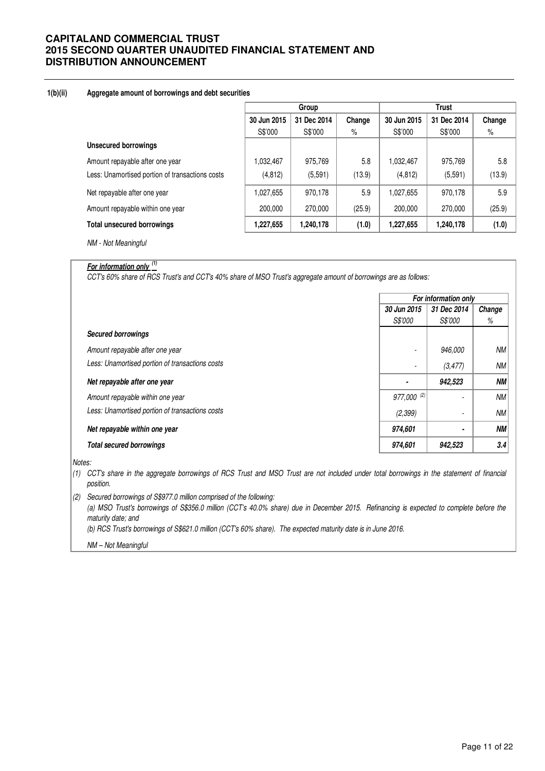#### 1(b)(ii) Aggregate amount of borrowings and debt securities

| | Group | | | Trust | | |
|---|---|---|---|---|---|---|
| | 30 Jun 2015 | 31 Dec 2014 | Change | 30 Jun 2015 | 31 Dec 2014 | Change |
| | S$'000 | S$'000 | % | S$'000 | S$'000 | % |
| **Unsecured borrowings** | | | | | | |
| Amount repayable after one year | 1,032,467 | 975,769 | 5.8 | 1,032,467 | 975,769 | 5.8 |
| Less: Unamortised portion of transactions costs | (4,812) | (5,591) | (13.9) | (4,812) | (5,591) | (13.9) |
| Net repayable after one year | 1,027,655 | 970,178 | 5.9 | 1,027,655 | 970,178 | 5.9 |
| Amount repayable within one year | 200,000 | 270,000 | (25.9) | 200,000 | 270,000 | (25.9) |
| **Total unsecured borrowings** | **1,227,655** | **1,240,178** | **(1.0)** | **1,227,655** | **1,240,178** | **(1.0)** |

*NM - Not Meaningful*

***For information only*** [(1)]

*CCT's 60% share of RCS Trust's and CCT's 40% share of MSO Trust's aggregate amount of borrowings are as follows:*

| | *For information only* | | |
|---|---|---|---|
| | *30 Jun 2015* | *31 Dec 2014* | *Change* |
| | *S$'000* | *S$'000* | *%* |
| ***Secured borrowings*** | | | |
| *Amount repayable after one year* | - | *946,000* | *NM* |
| *Less: Unamortised portion of transactions costs* | - | *(3,477)* | *NM* |
| ***Net repayable after one year*** | - | ***942,523*** | ***NM*** |
| *Amount repayable within one year* | *977,000* [(2)] | - | *NM* |
| *Less: Unamortised portion of transactions costs* | *(2,399)* | - | *NM* |
| ***Net repayable within one year*** | ***974,601*** | - | ***NM*** |
| ***Total secured borrowings*** | ***974,601*** | ***942,523*** | ***3.4*** |

*Notes:*

*(1) CCT's share in the aggregate borrowings of RCS Trust and MSO Trust are not included under total borrowings in the statement of financial position.*

*(2) Secured borrowings of S$977.0 million comprised of the following:*
*(a) MSO Trust's borrowings of S$356.0 million (CCT's 40.0% share) due in December 2015. Refinancing is expected to complete before the maturity date; and*
*(b) RCS Trust's borrowings of S$621.0 million (CCT's 60% share). The expected maturity date is in June 2016.*

*NM – Not Meaningful*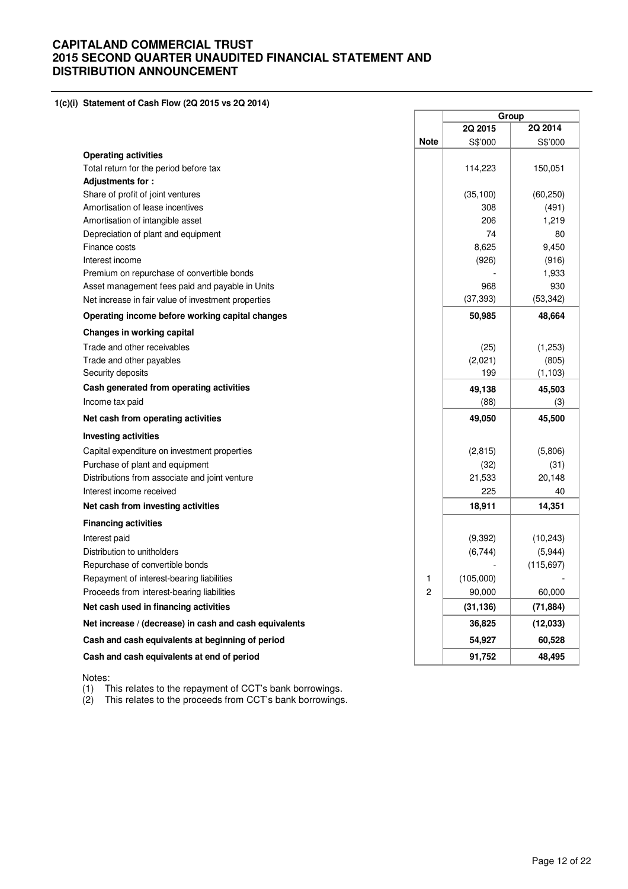# CAPITALAND COMMERCIAL TRUST
# 2015 SECOND QUARTER UNAUDITED FINANCIAL STATEMENT AND DISTRIBUTION ANNOUNCEMENT

### 1(c)(i) Statement of Cash Flow (2Q 2015 vs 2Q 2014)

| | Note | Group | |
|---|---|---|---|
| | | 2Q 2015 | 2Q 2014 |
| | | S$'000 | S$'000 |
| **Operating activities** | | | |
| Total return for the period before tax | | 114,223 | 150,051 |
| **Adjustments for :** | | | |
| Share of profit of joint ventures | | (35,100) | (60,250) |
| Amortisation of lease incentives | | 308 | (491) |
| Amortisation of intangible asset | | 206 | 1,219 |
| Depreciation of plant and equipment | | 74 | 80 |
| Finance costs | | 8,625 | 9,450 |
| Interest income | | (926) | (916) |
| Premium on repurchase of convertible bonds | | - | 1,933 |
| Asset management fees paid and payable in Units | | 968 | 930 |
| Net increase in fair value of investment properties | | (37,393) | (53,342) |
| **Operating income before working capital changes** | | **50,985** | **48,664** |
| **Changes in working capital** | | | |
| Trade and other receivables | | (25) | (1,253) |
| Trade and other payables | | (2,021) | (805) |
| Security deposits | | 199 | (1,103) |
| **Cash generated from operating activities** | | **49,138** | **45,503** |
| Income tax paid | | (88) | (3) |
| **Net cash from operating activities** | | **49,050** | **45,500** |
| **Investing activities** | | | |
| Capital expenditure on investment properties | | (2,815) | (5,806) |
| Purchase of plant and equipment | | (32) | (31) |
| Distributions from associate and joint venture | | 21,533 | 20,148 |
| Interest income received | | 225 | 40 |
| **Net cash from investing activities** | | **18,911** | **14,351** |
| **Financing activities** | | | |
| Interest paid | | (9,392) | (10,243) |
| Distribution to unitholders | | (6,744) | (5,944) |
| Repurchase of convertible bonds | | - | (115,697) |
| Repayment of interest-bearing liabilities | 1 | (105,000) | - |
| Proceeds from interest-bearing liabilities | 2 | 90,000 | 60,000 |
| **Net cash used in financing activities** | | **(31,136)** | **(71,884)** |
| **Net increase / (decrease) in cash and cash equivalents** | | **36,825** | **(12,033)** |
| **Cash and cash equivalents at beginning of period** | | **54,927** | **60,528** |
| **Cash and cash equivalents at end of period** | | **91,752** | **48,495** |

Notes:
1. This relates to the repayment of CCT's bank borrowings.
2. This relates to the proceeds from CCT's bank borrowings.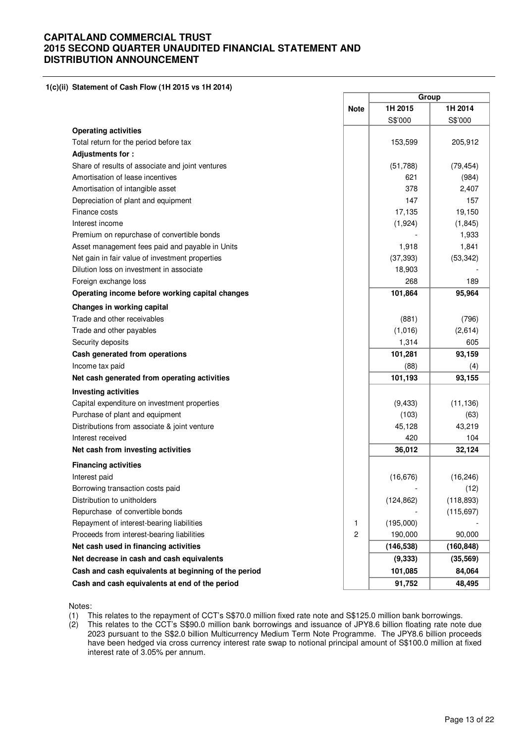# CAPITALAND COMMERCIAL TRUST
# 2015 SECOND QUARTER UNAUDITED FINANCIAL STATEMENT AND DISTRIBUTION ANNOUNCEMENT

**1(c)(ii) Statement of Cash Flow (1H 2015 vs 1H 2014)**

| | Note | Group | |
|---|---|---|---|
| | | **1H 2015** | **1H 2014** |
| | | S$'000 | S$'000 |
| **Operating activities** | | | |
| Total return for the period before tax | | 153,599 | 205,912 |
| **Adjustments for :** | | | |
| Share of results of associate and joint ventures | | (51,788) | (79,454) |
| Amortisation of lease incentives | | 621 | (984) |
| Amortisation of intangible asset | | 378 | 2,407 |
| Depreciation of plant and equipment | | 147 | 157 |
| Finance costs | | 17,135 | 19,150 |
| Interest income | | (1,924) | (1,845) |
| Premium on repurchase of convertible bonds | | - | 1,933 |
| Asset management fees paid and payable in Units | | 1,918 | 1,841 |
| Net gain in fair value of investment properties | | (37,393) | (53,342) |
| Dilution loss on investment in associate | | 18,903 | - |
| Foreign exchange loss | | 268 | 189 |
| **Operating income before working capital changes** | | **101,864** | **95,964** |
| **Changes in working capital** | | | |
| Trade and other receivables | | (881) | (796) |
| Trade and other payables | | (1,016) | (2,614) |
| Security deposits | | 1,314 | 605 |
| **Cash generated from operations** | | **101,281** | **93,159** |
| Income tax paid | | (88) | (4) |
| **Net cash generated from operating activities** | | **101,193** | **93,155** |
| **Investing activities** | | | |
| Capital expenditure on investment properties | | (9,433) | (11,136) |
| Purchase of plant and equipment | | (103) | (63) |
| Distributions from associate & joint venture | | 45,128 | 43,219 |
| Interest received | | 420 | 104 |
| **Net cash from investing activities** | | **36,012** | **32,124** |
| **Financing activities** | | | |
| Interest paid | | (16,676) | (16,246) |
| Borrowing transaction costs paid | | - | (12) |
| Distribution to unitholders | | (124,862) | (118,893) |
| Repurchase of convertible bonds | | - | (115,697) |
| Repayment of interest-bearing liabilities | 1 | (195,000) | - |
| Proceeds from interest-bearing liabilities | 2 | 190,000 | 90,000 |
| **Net cash used in financing activities** | | **(146,538)** | **(160,848)** |
| **Net decrease in cash and cash equivalents** | | **(9,333)** | **(35,569)** |
| **Cash and cash equivalents at beginning of the period** | | **101,085** | **84,064** |
| **Cash and cash equivalents at end of the period** | | **91,752** | **48,495** |

Notes:

(1) This relates to the repayment of CCT's S$70.0 million fixed rate note and S$125.0 million bank borrowings.

(2) This relates to the CCT's S$90.0 million bank borrowings and issuance of JPY8.6 billion floating rate note due 2023 pursuant to the S$2.0 billion Multicurrency Medium Term Note Programme. The JPY8.6 billion proceeds have been hedged via cross currency interest rate swap to notional principal amount of S$100.0 million at fixed interest rate of 3.05% per annum.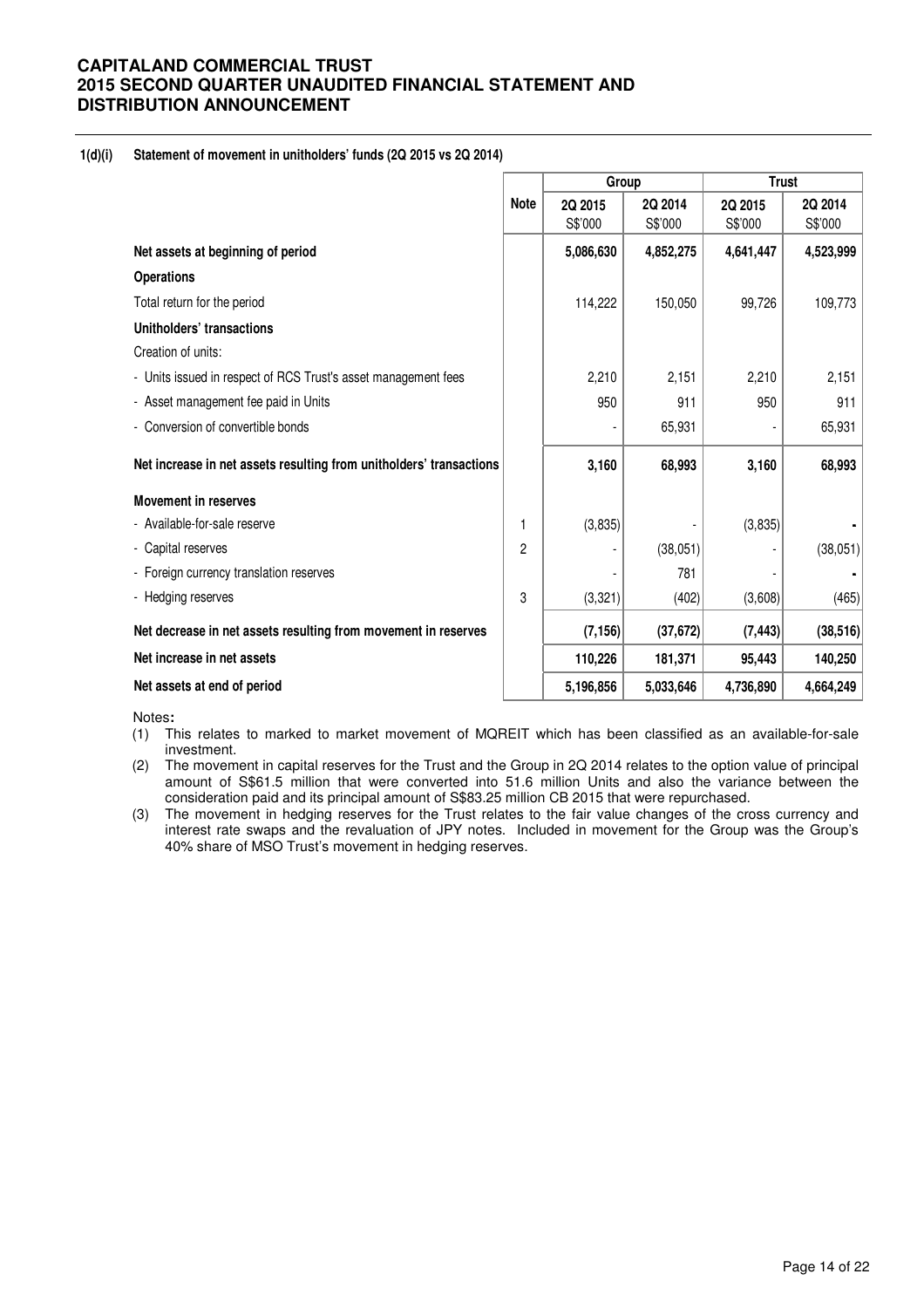**1(d)(i) Statement of movement in unitholders' funds (2Q 2015 vs 2Q 2014)**

| | Note | Group | | Trust | |
|---|---|---|---|---|---|
| | | 2Q 2015 S$'000 | 2Q 2014 S$'000 | 2Q 2015 S$'000 | 2Q 2014 S$'000 |
| **Net assets at beginning of period** | | **5,086,630** | **4,852,275** | **4,641,447** | **4,523,999** |
| **Operations** | | | | | |
| Total return for the period | | 114,222 | 150,050 | 99,726 | 109,773 |
| **Unitholders' transactions** | | | | | |
| Creation of units: | | | | | |
| - Units issued in respect of RCS Trust's asset management fees | | 2,210 | 2,151 | 2,210 | 2,151 |
| - Asset management fee paid in Units | | 950 | 911 | 950 | 911 |
| - Conversion of convertible bonds | | - | 65,931 | - | 65,931 |
| **Net increase in net assets resulting from unitholders' transactions** | | **3,160** | **68,993** | **3,160** | **68,993** |
| **Movement in reserves** | | | | | |
| - Available-for-sale reserve | 1 | (3,835) | - | (3,835) | - |
| - Capital reserves | 2 | - | (38,051) | - | (38,051) |
| - Foreign currency translation reserves | | - | 781 | - | - |
| - Hedging reserves | 3 | (3,321) | (402) | (3,608) | (465) |
| **Net decrease in net assets resulting from movement in reserves** | | **(7,156)** | **(37,672)** | **(7,443)** | **(38,516)** |
| **Net increase in net assets** | | **110,226** | **181,371** | **95,443** | **140,250** |
| **Net assets at end of period** | | **5,196,856** | **5,033,646** | **4,736,890** | **4,664,249** |

Notes**:**

(1) This relates to marked to market movement of MQREIT which has been classified as an available-for-sale investment.

(2) The movement in capital reserves for the Trust and the Group in 2Q 2014 relates to the option value of principal amount of S$61.5 million that were converted into 51.6 million Units and also the variance between the consideration paid and its principal amount of S$83.25 million CB 2015 that were repurchased.

(3) The movement in hedging reserves for the Trust relates to the fair value changes of the cross currency and interest rate swaps and the revaluation of JPY notes. Included in movement for the Group was the Group's 40% share of MSO Trust's movement in hedging reserves.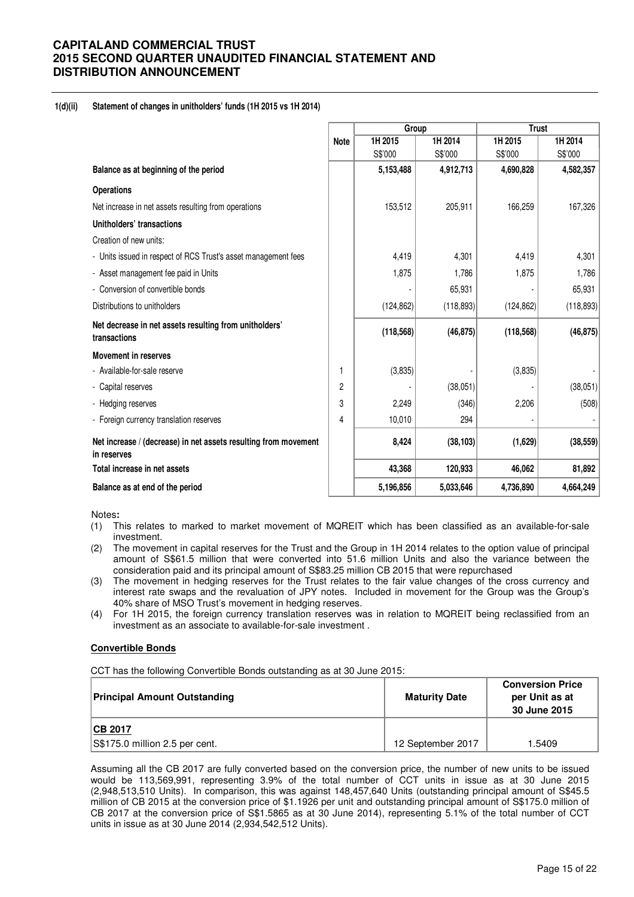## 1(d)(ii) Statement of changes in unitholders' funds (1H 2015 vs 1H 2014)

| | Note | Group | | Trust | |
|---|---|---|---|---|---|
| | | 1H 2015 | 1H 2014 | 1H 2015 | 1H 2014 |
| | | S$'000 | S$'000 | S$'000 | S$'000 |
| **Balance as at beginning of the period** | | **5,153,488** | **4,912,713** | **4,690,828** | **4,582,357** |
| **Operations** | | | | | |
| Net increase in net assets resulting from operations | | 153,512 | 205,911 | 166,259 | 167,326 |
| **Unitholders' transactions** | | | | | |
| Creation of new units: | | | | | |
| - Units issued in respect of RCS Trust's asset management fees | | 4,419 | 4,301 | 4,419 | 4,301 |
| - Asset management fee paid in Units | | 1,875 | 1,786 | 1,875 | 1,786 |
| - Conversion of convertible bonds | | - | 65,931 | - | 65,931 |
| Distributions to unitholders | | (124,862) | (118,893) | (124,862) | (118,893) |
| **Net decrease in net assets resulting from unitholders' transactions** | | **(118,568)** | **(46,875)** | **(118,568)** | **(46,875)** |
| **Movement in reserves** | | | | | |
| - Available-for-sale reserve | 1 | (3,835) | - | (3,835) | - |
| - Capital reserves | 2 | - | (38,051) | - | (38,051) |
| - Hedging reserves | 3 | 2,249 | (346) | 2,206 | (508) |
| - Foreign currency translation reserves | 4 | 10,010 | 294 | - | - |
| **Net increase / (decrease) in net assets resulting from movement in reserves** | | **8,424** | **(38,103)** | **(1,629)** | **(38,559)** |
| **Total increase in net assets** | | **43,368** | **120,933** | **46,062** | **81,892** |
| **Balance as at end of the period** | | **5,196,856** | **5,033,646** | **4,736,890** | **4,664,249** |

Notes**:**

1. This relates to marked to market movement of MQREIT which has been classified as an available-for-sale investment.
2. The movement in capital reserves for the Trust and the Group in 1H 2014 relates to the option value of principal amount of S$61.5 million that were converted into 51.6 million Units and also the variance between the consideration paid and its principal amount of S$83.25 million CB 2015 that were repurchased
3. The movement in hedging reserves for the Trust relates to the fair value changes of the cross currency and interest rate swaps and the revaluation of JPY notes. Included in movement for the Group was the Group's 40% share of MSO Trust's movement in hedging reserves.
4. For 1H 2015, the foreign currency translation reserves was in relation to MQREIT being reclassified from an investment as an associate to available-for-sale investment .

**Convertible Bonds**

CCT has the following Convertible Bonds outstanding as at 30 June 2015:

| Principal Amount Outstanding | Maturity Date | Conversion Price per Unit as at 30 June 2015 |
|---|---|---|
| **CB 2017**<br>S$175.0 million 2.5 per cent. | 12 September 2017 | 1.5409 |

Assuming all the CB 2017 are fully converted based on the conversion price, the number of new units to be issued would be 113,569,991, representing 3.9% of the total number of CCT units in issue as at 30 June 2015 (2,948,513,510 Units). In comparison, this was against 148,457,640 Units (outstanding principal amount of S$45.5 million of CB 2015 at the conversion price of $1.1926 per unit and outstanding principal amount of S$175.0 million of CB 2017 at the conversion price of S$1.5865 as at 30 June 2014), representing 5.1% of the total number of CCT units in issue as at 30 June 2014 (2,934,542,512 Units).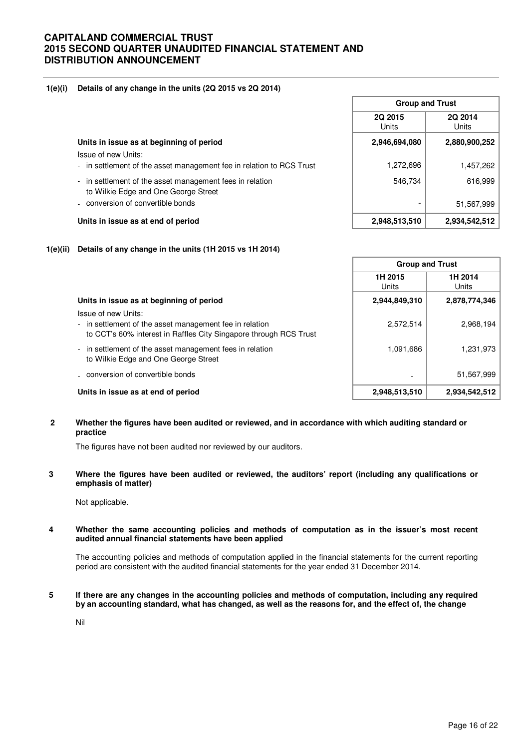**1(e)(i) Details of any change in the units (2Q 2015 vs 2Q 2014)**

| | Group and Trust | |
|---|---|---|
| | 2Q 2015<br>Units | 2Q 2014<br>Units |
| **Units in issue as at beginning of period** | **2,946,694,080** | **2,880,900,252** |
| Issue of new Units: | | |
| - in settlement of the asset management fee in relation to RCS Trust | 1,272,696 | 1,457,262 |
| - in settlement of the asset management fees in relation to Wilkie Edge and One George Street | 546,734 | 616,999 |
| - conversion of convertible bonds | - | 51,567,999 |
| **Units in issue as at end of period** | **2,948,513,510** | **2,934,542,512** |

**1(e)(ii) Details of any change in the units (1H 2015 vs 1H 2014)**

| | Group and Trust | |
|---|---|---|
| | 1H 2015<br>Units | 1H 2014<br>Units |
| **Units in issue as at beginning of period** | **2,944,849,310** | **2,878,774,346** |
| Issue of new Units: | | |
| - in settlement of the asset management fee in relation to CCT's 60% interest in Raffles City Singapore through RCS Trust | 2,572,514 | 2,968,194 |
| - in settlement of the asset management fees in relation to Wilkie Edge and One George Street | 1,091,686 | 1,231,973 |
| - conversion of convertible bonds | - | 51,567,999 |
| **Units in issue as at end of period** | **2,948,513,510** | **2,934,542,512** |

**2 Whether the figures have been audited or reviewed, and in accordance with which auditing standard or practice**

The figures have not been audited nor reviewed by our auditors.

**3 Where the figures have been audited or reviewed, the auditors' report (including any qualifications or emphasis of matter)**

Not applicable.

**4 Whether the same accounting policies and methods of computation as in the issuer's most recent audited annual financial statements have been applied**

The accounting policies and methods of computation applied in the financial statements for the current reporting period are consistent with the audited financial statements for the year ended 31 December 2014.

**5 If there are any changes in the accounting policies and methods of computation, including any required by an accounting standard, what has changed, as well as the reasons for, and the effect of, the change**

Nil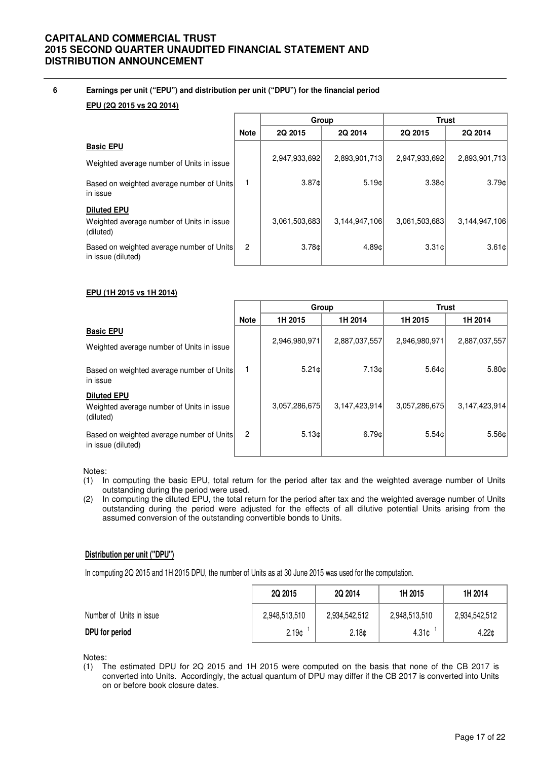## 6 Earnings per unit ("EPU") and distribution per unit ("DPU") for the financial period

**EPU (2Q 2015 vs 2Q 2014)**

| | Note | Group | | Trust | |
|---|---|---|---|---|---|
| | | 2Q 2015 | 2Q 2014 | 2Q 2015 | 2Q 2014 |
| **Basic EPU** | | | | | |
| Weighted average number of Units in issue | | 2,947,933,692 | 2,893,901,713 | 2,947,933,692 | 2,893,901,713 |
| Based on weighted average number of Units in issue | 1 | 3.87¢ | 5.19¢ | 3.38¢ | 3.79¢ |
| **Diluted EPU** | | | | | |
| Weighted average number of Units in issue (diluted) | | 3,061,503,683 | 3,144,947,106 | 3,061,503,683 | 3,144,947,106 |
| Based on weighted average number of Units in issue (diluted) | 2 | 3.78¢ | 4.89¢ | 3.31¢ | 3.61¢ |

**EPU (1H 2015 vs 1H 2014)**

| | Note | Group | | Trust | |
|---|---|---|---|---|---|
| | | 1H 2015 | 1H 2014 | 1H 2015 | 1H 2014 |
| **Basic EPU** | | | | | |
| Weighted average number of Units in issue | | 2,946,980,971 | 2,887,037,557 | 2,946,980,971 | 2,887,037,557 |
| Based on weighted average number of Units in issue | 1 | 5.21¢ | 7.13¢ | 5.64¢ | 5.80¢ |
| **Diluted EPU** | | | | | |
| Weighted average number of Units in issue (diluted) | | 3,057,286,675 | 3,147,423,914 | 3,057,286,675 | 3,147,423,914 |
| Based on weighted average number of Units in issue (diluted) | 2 | 5.13¢ | 6.79¢ | 5.54¢ | 5.56¢ |

Notes:

(1) In computing the basic EPU, total return for the period after tax and the weighted average number of Units outstanding during the period were used.

(2) In computing the diluted EPU, the total return for the period after tax and the weighted average number of Units outstanding during the period were adjusted for the effects of all dilutive potential Units arising from the assumed conversion of the outstanding convertible bonds to Units.

**Distribution per unit ("DPU")**

In computing 2Q 2015 and 1H 2015 DPU, the number of Units as at 30 June 2015 was used for the computation.

| | 2Q 2015 | 2Q 2014 | 1H 2015 | 1H 2014 |
|---|---|---|---|---|
| Number of Units in issue | 2,948,513,510 | 2,934,542,512 | 2,948,513,510 | 2,934,542,512 |
| **DPU for period** | 2.19¢ [1] | 2.18¢ | 4.31¢ [1] | 4.22¢ |

Notes:

(1) The estimated DPU for 2Q 2015 and 1H 2015 were computed on the basis that none of the CB 2017 is converted into Units. Accordingly, the actual quantum of DPU may differ if the CB 2017 is converted into Units on or before book closure dates.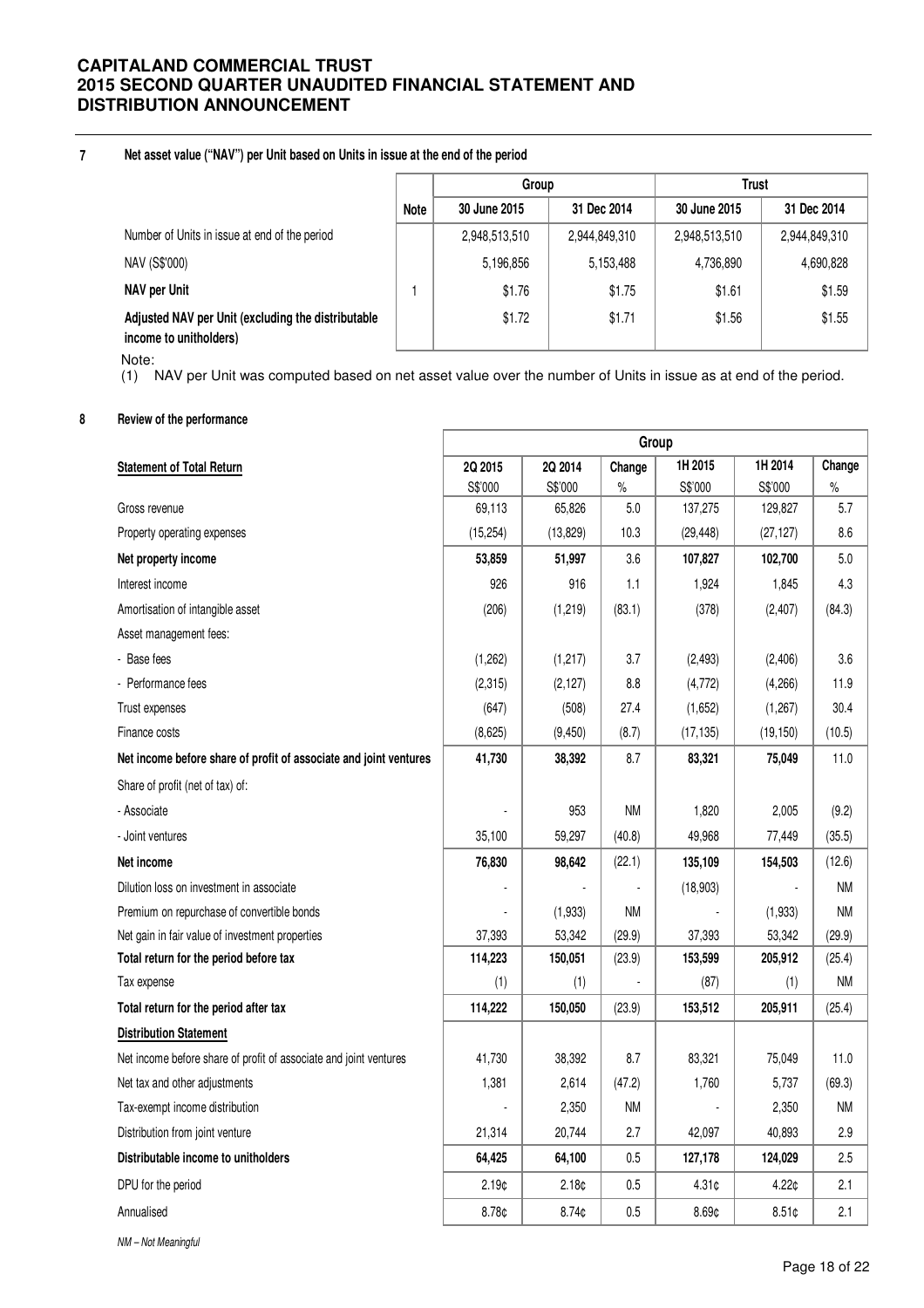## 7 Net asset value ("NAV") per Unit based on Units in issue at the end of the period

| | Note | Group | | Trust | |
|---|---|---|---|---|---|
| | | 30 June 2015 | 31 Dec 2014 | 30 June 2015 | 31 Dec 2014 |
| Number of Units in issue at end of the period | | 2,948,513,510 | 2,944,849,310 | 2,948,513,510 | 2,944,849,310 |
| NAV (S$'000) | | 5,196,856 | 5,153,488 | 4,736,890 | 4,690,828 |
| **NAV per Unit** | 1 | $1.76 | $1.75 | $1.61 | $1.59 |
| **Adjusted NAV per Unit (excluding the distributable income to unitholders)** | | $1.72 | $1.71 | $1.56 | $1.55 |

Note:

(1) NAV per Unit was computed based on net asset value over the number of Units in issue as at end of the period.

## 8 Review of the performance

| | Group | | | | | |
|---|---|---|---|---|---|---|
| **Statement of Total Return** | 2Q 2015 | 2Q 2014 | Change | 1H 2015 | 1H 2014 | Change |
| | S$'000 | S$'000 | % | S$'000 | S$'000 | % |
| Gross revenue | 69,113 | 65,826 | 5.0 | 137,275 | 129,827 | 5.7 |
| Property operating expenses | (15,254) | (13,829) | 10.3 | (29,448) | (27,127) | 8.6 |
| **Net property income** | **53,859** | **51,997** | 3.6 | **107,827** | **102,700** | 5.0 |
| Interest income | 926 | 916 | 1.1 | 1,924 | 1,845 | 4.3 |
| Amortisation of intangible asset | (206) | (1,219) | (83.1) | (378) | (2,407) | (84.3) |
| Asset management fees: | | | | | | |
| - Base fees | (1,262) | (1,217) | 3.7 | (2,493) | (2,406) | 3.6 |
| - Performance fees | (2,315) | (2,127) | 8.8 | (4,772) | (4,266) | 11.9 |
| Trust expenses | (647) | (508) | 27.4 | (1,652) | (1,267) | 30.4 |
| Finance costs | (8,625) | (9,450) | (8.7) | (17,135) | (19,150) | (10.5) |
| **Net income before share of profit of associate and joint ventures** | **41,730** | **38,392** | 8.7 | **83,321** | **75,049** | 11.0 |
| Share of profit (net of tax) of: | | | | | | |
| - Associate | - | 953 | NM | 1,820 | 2,005 | (9.2) |
| - Joint ventures | 35,100 | 59,297 | (40.8) | 49,968 | 77,449 | (35.5) |
| **Net income** | **76,830** | **98,642** | (22.1) | **135,109** | **154,503** | (12.6) |
| Dilution loss on investment in associate | - | - | - | (18,903) | - | NM |
| Premium on repurchase of convertible bonds | - | (1,933) | NM | - | (1,933) | NM |
| Net gain in fair value of investment properties | 37,393 | 53,342 | (29.9) | 37,393 | 53,342 | (29.9) |
| **Total return for the period before tax** | **114,223** | **150,051** | (23.9) | **153,599** | **205,912** | (25.4) |
| Tax expense | (1) | (1) | - | (87) | (1) | NM |
| **Total return for the period after tax** | **114,222** | **150,050** | (23.9) | **153,512** | **205,911** | (25.4) |
| **Distribution Statement** | | | | | | |
| Net income before share of profit of associate and joint ventures | 41,730 | 38,392 | 8.7 | 83,321 | 75,049 | 11.0 |
| Net tax and other adjustments | 1,381 | 2,614 | (47.2) | 1,760 | 5,737 | (69.3) |
| Tax-exempt income distribution | - | 2,350 | NM | - | 2,350 | NM |
| Distribution from joint venture | 21,314 | 20,744 | 2.7 | 42,097 | 40,893 | 2.9 |
| **Distributable income to unitholders** | **64,425** | **64,100** | 0.5 | **127,178** | **124,029** | 2.5 |
| DPU for the period | 2.19¢ | 2.18¢ | 0.5 | 4.31¢ | 4.22¢ | 2.1 |
| Annualised | 8.78¢ | 8.74¢ | 0.5 | 8.69¢ | 8.51¢ | 2.1 |

*NM – Not Meaningful*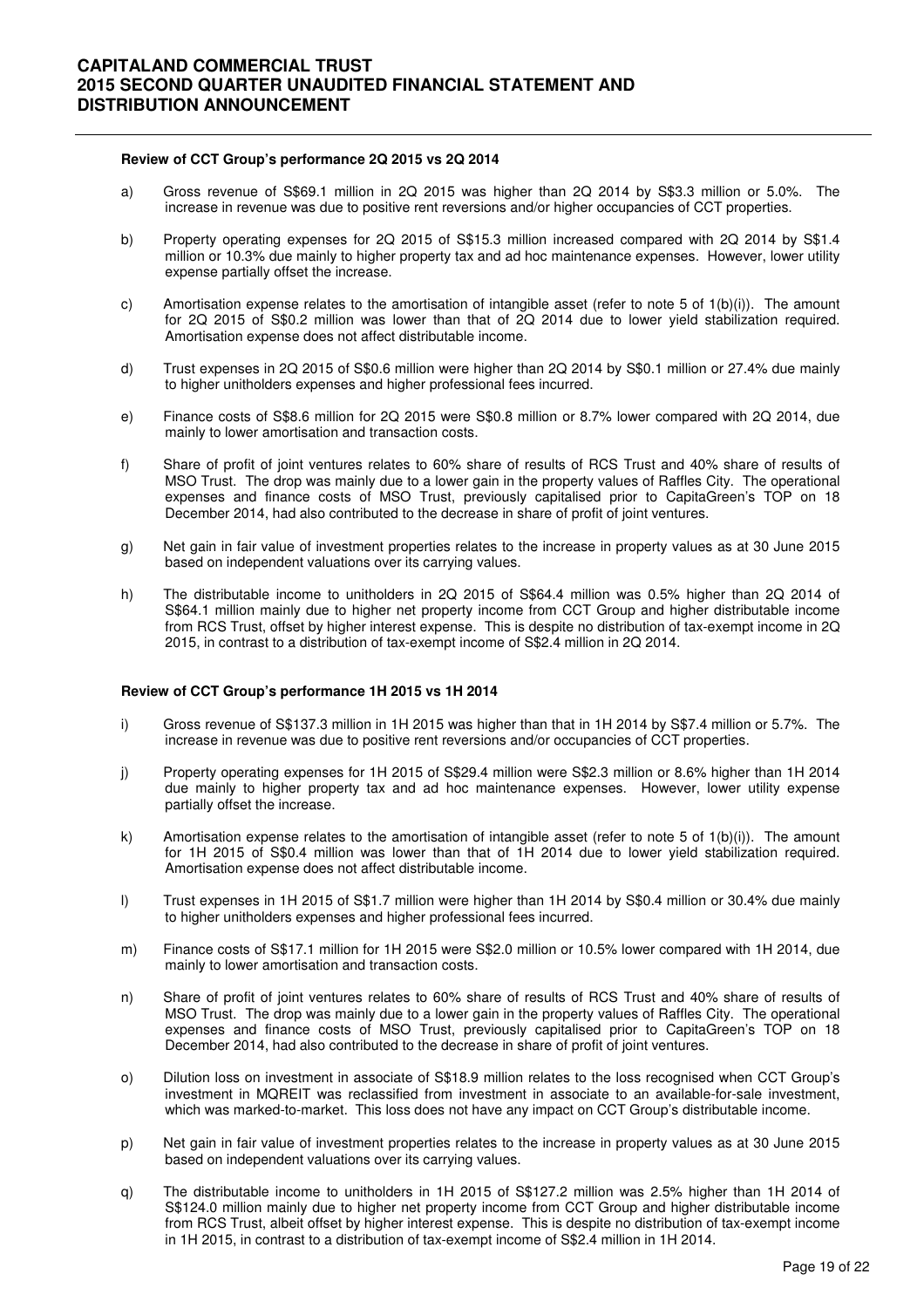#### Review of CCT Group's performance 2Q 2015 vs 2Q 2014

a) Gross revenue of S$69.1 million in 2Q 2015 was higher than 2Q 2014 by S$3.3 million or 5.0%. The increase in revenue was due to positive rent reversions and/or higher occupancies of CCT properties.

b) Property operating expenses for 2Q 2015 of S$15.3 million increased compared with 2Q 2014 by S$1.4 million or 10.3% due mainly to higher property tax and ad hoc maintenance expenses. However, lower utility expense partially offset the increase.

c) Amortisation expense relates to the amortisation of intangible asset (refer to note 5 of 1(b)(i)). The amount for 2Q 2015 of S$0.2 million was lower than that of 2Q 2014 due to lower yield stabilization required. Amortisation expense does not affect distributable income.

d) Trust expenses in 2Q 2015 of S$0.6 million were higher than 2Q 2014 by S$0.1 million or 27.4% due mainly to higher unitholders expenses and higher professional fees incurred.

e) Finance costs of S$8.6 million for 2Q 2015 were S$0.8 million or 8.7% lower compared with 2Q 2014, due mainly to lower amortisation and transaction costs.

f) Share of profit of joint ventures relates to 60% share of results of RCS Trust and 40% share of results of MSO Trust. The drop was mainly due to a lower gain in the property values of Raffles City. The operational expenses and finance costs of MSO Trust, previously capitalised prior to CapitaGreen's TOP on 18 December 2014, had also contributed to the decrease in share of profit of joint ventures.

g) Net gain in fair value of investment properties relates to the increase in property values as at 30 June 2015 based on independent valuations over its carrying values.

h) The distributable income to unitholders in 2Q 2015 of S$64.4 million was 0.5% higher than 2Q 2014 of S$64.1 million mainly due to higher net property income from CCT Group and higher distributable income from RCS Trust, offset by higher interest expense. This is despite no distribution of tax-exempt income in 2Q 2015, in contrast to a distribution of tax-exempt income of S$2.4 million in 2Q 2014.

#### Review of CCT Group's performance 1H 2015 vs 1H 2014

i) Gross revenue of S$137.3 million in 1H 2015 was higher than that in 1H 2014 by S$7.4 million or 5.7%. The increase in revenue was due to positive rent reversions and/or occupancies of CCT properties.

j) Property operating expenses for 1H 2015 of S$29.4 million were S$2.3 million or 8.6% higher than 1H 2014 due mainly to higher property tax and ad hoc maintenance expenses. However, lower utility expense partially offset the increase.

k) Amortisation expense relates to the amortisation of intangible asset (refer to note 5 of 1(b)(i)). The amount for 1H 2015 of S$0.4 million was lower than that of 1H 2014 due to lower yield stabilization required. Amortisation expense does not affect distributable income.

l) Trust expenses in 1H 2015 of S$1.7 million were higher than 1H 2014 by S$0.4 million or 30.4% due mainly to higher unitholders expenses and higher professional fees incurred.

m) Finance costs of S$17.1 million for 1H 2015 were S$2.0 million or 10.5% lower compared with 1H 2014, due mainly to lower amortisation and transaction costs.

n) Share of profit of joint ventures relates to 60% share of results of RCS Trust and 40% share of results of MSO Trust. The drop was mainly due to a lower gain in the property values of Raffles City. The operational expenses and finance costs of MSO Trust, previously capitalised prior to CapitaGreen's TOP on 18 December 2014, had also contributed to the decrease in share of profit of joint ventures.

o) Dilution loss on investment in associate of S$18.9 million relates to the loss recognised when CCT Group's investment in MQREIT was reclassified from investment in associate to an available-for-sale investment, which was marked-to-market. This loss does not have any impact on CCT Group's distributable income.

p) Net gain in fair value of investment properties relates to the increase in property values as at 30 June 2015 based on independent valuations over its carrying values.

q) The distributable income to unitholders in 1H 2015 of S$127.2 million was 2.5% higher than 1H 2014 of S$124.0 million mainly due to higher net property income from CCT Group and higher distributable income from RCS Trust, albeit offset by higher interest expense. This is despite no distribution of tax-exempt income in 1H 2015, in contrast to a distribution of tax-exempt income of S$2.4 million in 1H 2014.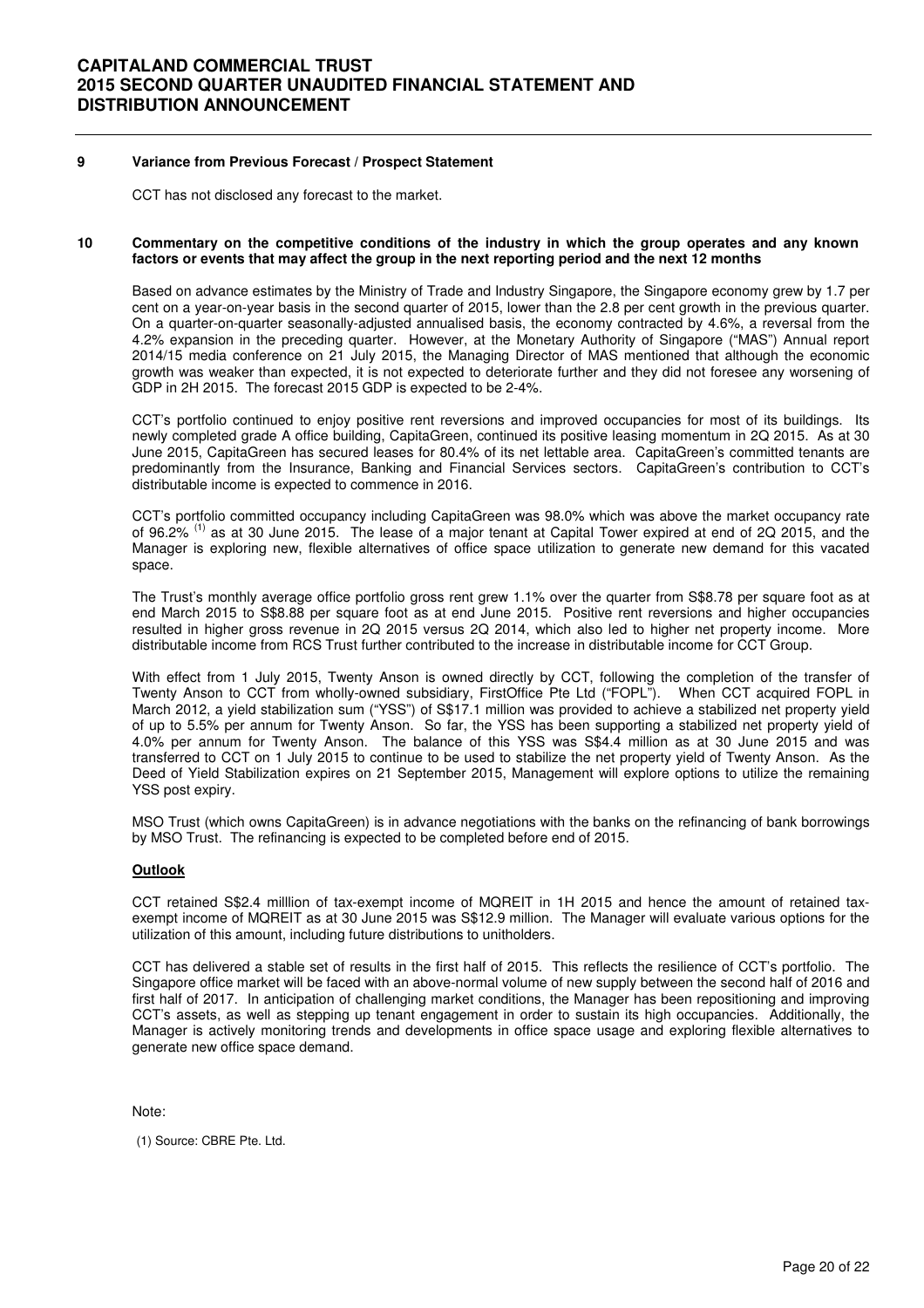## 9 Variance from Previous Forecast / Prospect Statement

CCT has not disclosed any forecast to the market.

## 10 Commentary on the competitive conditions of the industry in which the group operates and any known factors or events that may affect the group in the next reporting period and the next 12 months

Based on advance estimates by the Ministry of Trade and Industry Singapore, the Singapore economy grew by 1.7 per cent on a year-on-year basis in the second quarter of 2015, lower than the 2.8 per cent growth in the previous quarter. On a quarter-on-quarter seasonally-adjusted annualised basis, the economy contracted by 4.6%, a reversal from the 4.2% expansion in the preceding quarter. However, at the Monetary Authority of Singapore ("MAS") Annual report 2014/15 media conference on 21 July 2015, the Managing Director of MAS mentioned that although the economic growth was weaker than expected, it is not expected to deteriorate further and they did not foresee any worsening of GDP in 2H 2015. The forecast 2015 GDP is expected to be 2-4%.

CCT's portfolio continued to enjoy positive rent reversions and improved occupancies for most of its buildings. Its newly completed grade A office building, CapitaGreen, continued its positive leasing momentum in 2Q 2015. As at 30 June 2015, CapitaGreen has secured leases for 80.4% of its net lettable area. CapitaGreen's committed tenants are predominantly from the Insurance, Banking and Financial Services sectors. CapitaGreen's contribution to CCT's distributable income is expected to commence in 2016.

CCT's portfolio committed occupancy including CapitaGreen was 98.0% which was above the market occupancy rate of 96.2% [1] as at 30 June 2015. The lease of a major tenant at Capital Tower expired at end of 2Q 2015, and the Manager is exploring new, flexible alternatives of office space utilization to generate new demand for this vacated space.

The Trust's monthly average office portfolio gross rent grew 1.1% over the quarter from S$8.78 per square foot as at end March 2015 to S$8.88 per square foot as at end June 2015. Positive rent reversions and higher occupancies resulted in higher gross revenue in 2Q 2015 versus 2Q 2014, which also led to higher net property income. More distributable income from RCS Trust further contributed to the increase in distributable income for CCT Group.

With effect from 1 July 2015, Twenty Anson is owned directly by CCT, following the completion of the transfer of Twenty Anson to CCT from wholly-owned subsidiary, FirstOffice Pte Ltd ("FOPL"). When CCT acquired FOPL in March 2012, a yield stabilization sum ("YSS") of S$17.1 million was provided to achieve a stabilized net property yield of up to 5.5% per annum for Twenty Anson. So far, the YSS has been supporting a stabilized net property yield of 4.0% per annum for Twenty Anson. The balance of this YSS was S$4.4 million as at 30 June 2015 and was transferred to CCT on 1 July 2015 to continue to be used to stabilize the net property yield of Twenty Anson. As the Deed of Yield Stabilization expires on 21 September 2015, Management will explore options to utilize the remaining YSS post expiry.

MSO Trust (which owns CapitaGreen) is in advance negotiations with the banks on the refinancing of bank borrowings by MSO Trust. The refinancing is expected to be completed before end of 2015.

### Outlook

CCT retained S$2.4 milllion of tax-exempt income of MQREIT in 1H 2015 and hence the amount of retained tax-exempt income of MQREIT as at 30 June 2015 was S$12.9 million. The Manager will evaluate various options for the utilization of this amount, including future distributions to unitholders.

CCT has delivered a stable set of results in the first half of 2015. This reflects the resilience of CCT's portfolio. The Singapore office market will be faced with an above-normal volume of new supply between the second half of 2016 and first half of 2017. In anticipation of challenging market conditions, the Manager has been repositioning and improving CCT's assets, as well as stepping up tenant engagement in order to sustain its high occupancies. Additionally, the Manager is actively monitoring trends and developments in office space usage and exploring flexible alternatives to generate new office space demand.

Note:

(1) Source: CBRE Pte. Ltd.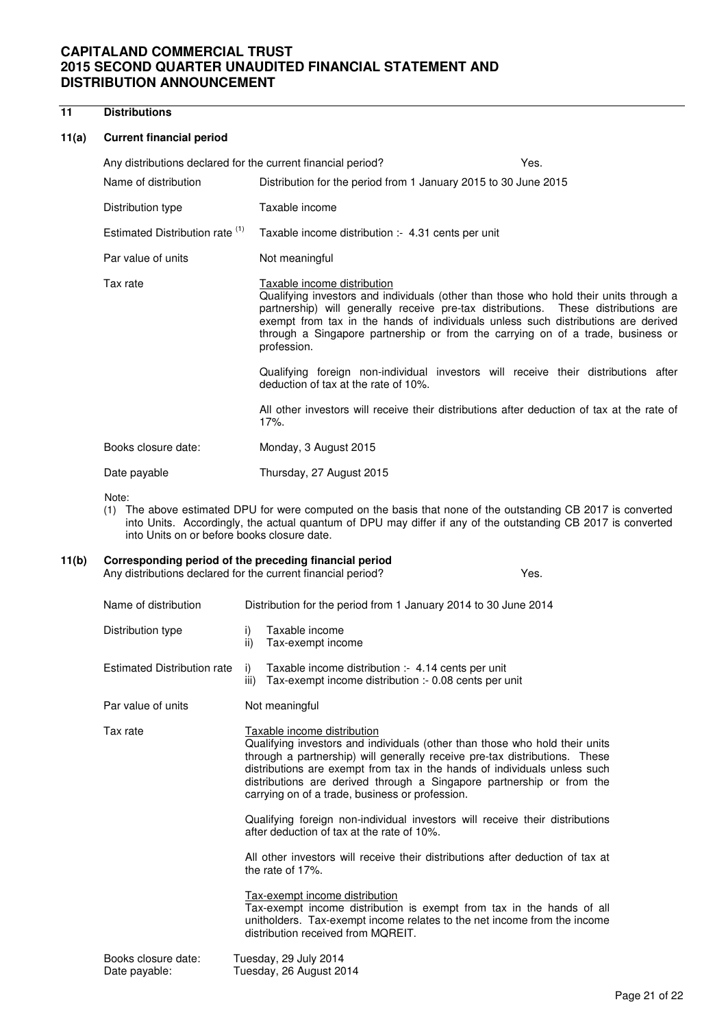## 11 Distributions

### 11(a) Current financial period

| | |
|---|---|
| Any distributions declared for the current financial period? | Yes. |
| Name of distribution | Distribution for the period from 1 January 2015 to 30 June 2015 |
| Distribution type | Taxable income |
| Estimated Distribution rate [(1)] | Taxable income distribution :- 4.31 cents per unit |
| Par value of units | Not meaningful |
| Tax rate | Taxable income distribution<br>Qualifying investors and individuals (other than those who hold their units through a partnership) will generally receive pre-tax distributions. These distributions are exempt from tax in the hands of individuals unless such distributions are derived through a Singapore partnership or from the carrying on of a trade, business or profession.<br><br>Qualifying foreign non-individual investors will receive their distributions after deduction of tax at the rate of 10%.<br><br>All other investors will receive their distributions after deduction of tax at the rate of 17%. |
| Books closure date: | Monday, 3 August 2015 |
| Date payable | Thursday, 27 August 2015 |

Note:

(1) The above estimated DPU for were computed on the basis that none of the outstanding CB 2017 is converted into Units. Accordingly, the actual quantum of DPU may differ if any of the outstanding CB 2017 is converted into Units on or before books closure date.

### 11(b) Corresponding period of the preceding financial period

| | |
|---|---|
| Any distributions declared for the current financial period? | Yes. |
| Name of distribution | Distribution for the period from 1 January 2014 to 30 June 2014 |
| Distribution type | i) Taxable income<br>ii) Tax-exempt income |
| Estimated Distribution rate | i) Taxable income distribution :- 4.14 cents per unit<br>iii) Tax-exempt income distribution :- 0.08 cents per unit |
| Par value of units | Not meaningful |
| Tax rate | Taxable income distribution<br>Qualifying investors and individuals (other than those who hold their units through a partnership) will generally receive pre-tax distributions. These distributions are exempt from tax in the hands of individuals unless such distributions are derived through a Singapore partnership or from the carrying on of a trade, business or profession.<br><br>Qualifying foreign non-individual investors will receive their distributions after deduction of tax at the rate of 10%.<br><br>All other investors will receive their distributions after deduction of tax at the rate of 17%.<br><br>Tax-exempt income distribution<br>Tax-exempt income distribution is exempt from tax in the hands of all unitholders. Tax-exempt income relates to the net income from the income distribution received from MQREIT. |
| Books closure date: | Tuesday, 29 July 2014 |
| Date payable: | Tuesday, 26 August 2014 |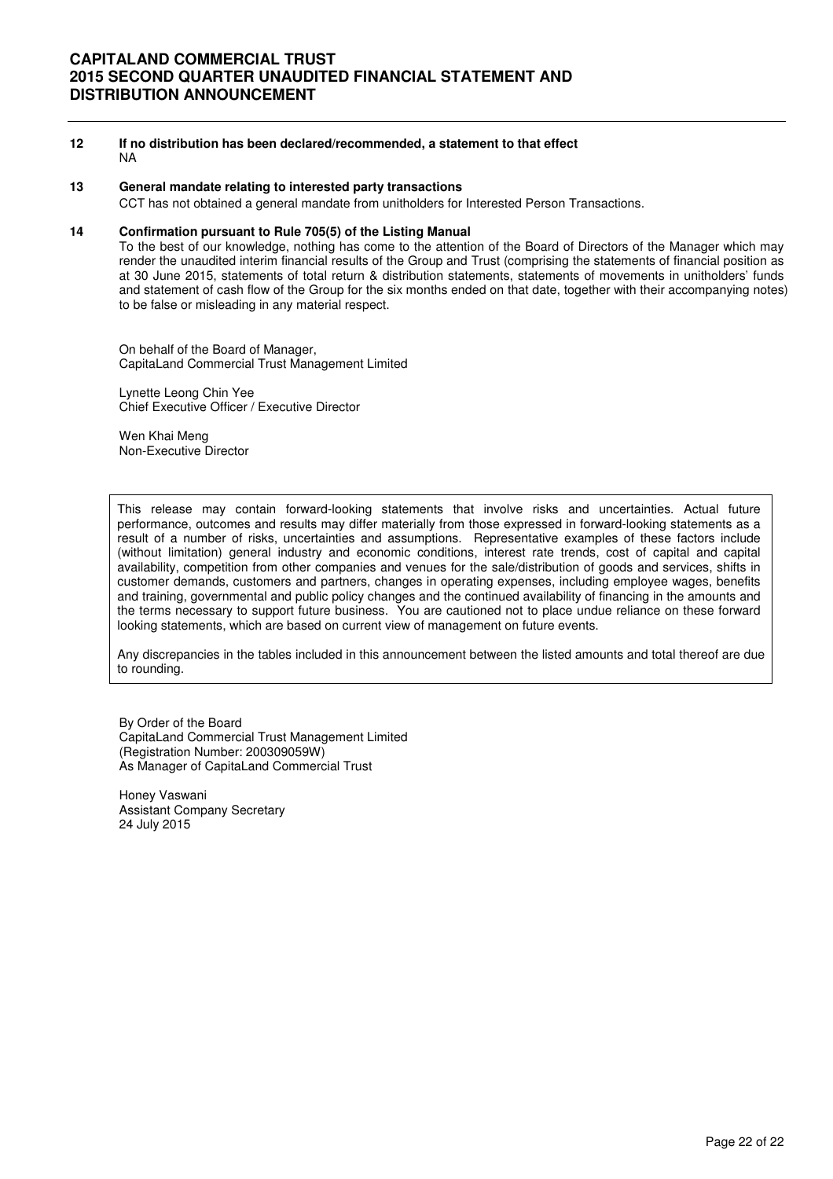**12 If no distribution has been declared/recommended, a statement to that effect**

NA

**13 General mandate relating to interested party transactions**

CCT has not obtained a general mandate from unitholders for Interested Person Transactions.

**14 Confirmation pursuant to Rule 705(5) of the Listing Manual**

To the best of our knowledge, nothing has come to the attention of the Board of Directors of the Manager which may render the unaudited interim financial results of the Group and Trust (comprising the statements of financial position as at 30 June 2015, statements of total return & distribution statements, statements of movements in unitholders' funds and statement of cash flow of the Group for the six months ended on that date, together with their accompanying notes) to be false or misleading in any material respect.

On behalf of the Board of Manager,
CapitaLand Commercial Trust Management Limited

Lynette Leong Chin Yee
Chief Executive Officer / Executive Director

Wen Khai Meng
Non-Executive Director

This release may contain forward-looking statements that involve risks and uncertainties. Actual future performance, outcomes and results may differ materially from those expressed in forward-looking statements as a result of a number of risks, uncertainties and assumptions. Representative examples of these factors include (without limitation) general industry and economic conditions, interest rate trends, cost of capital and capital availability, competition from other companies and venues for the sale/distribution of goods and services, shifts in customer demands, customers and partners, changes in operating expenses, including employee wages, benefits and training, governmental and public policy changes and the continued availability of financing in the amounts and the terms necessary to support future business. You are cautioned not to place undue reliance on these forward looking statements, which are based on current view of management on future events.

Any discrepancies in the tables included in this announcement between the listed amounts and total thereof are due to rounding.

By Order of the Board
CapitaLand Commercial Trust Management Limited
(Registration Number: 200309059W)
As Manager of CapitaLand Commercial Trust

Honey Vaswani
Assistant Company Secretary
24 July 2015